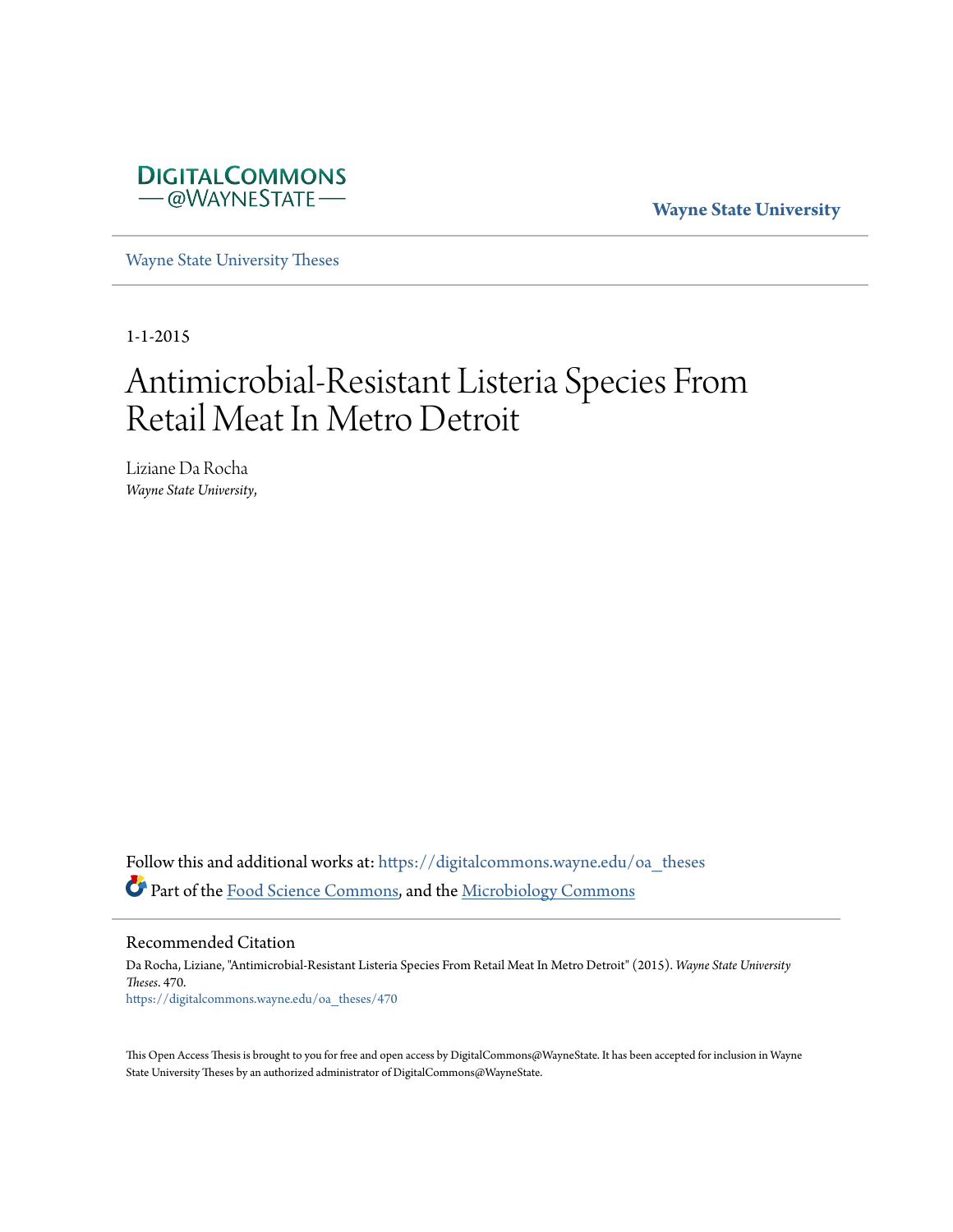DIGITALCOMMONS
— @WAYNESTATE —

**Wayne State University**

Wayne State University Theses

1-1-2015

# Antimicrobial-Resistant Listeria Species From Retail Meat In Metro Detroit

Liziane Da Rocha
*Wayne State University*,

Follow this and additional works at: https://digitalcommons.wayne.edu/oa_theses

Part of the Food Science Commons, and the Microbiology Commons

## Recommended Citation

Da Rocha, Liziane, "Antimicrobial-Resistant Listeria Species From Retail Meat In Metro Detroit" (2015). *Wayne State University Theses*. 470.
https://digitalcommons.wayne.edu/oa_theses/470

This Open Access Thesis is brought to you for free and open access by DigitalCommons@WayneState. It has been accepted for inclusion in Wayne State University Theses by an authorized administrator of DigitalCommons@WayneState.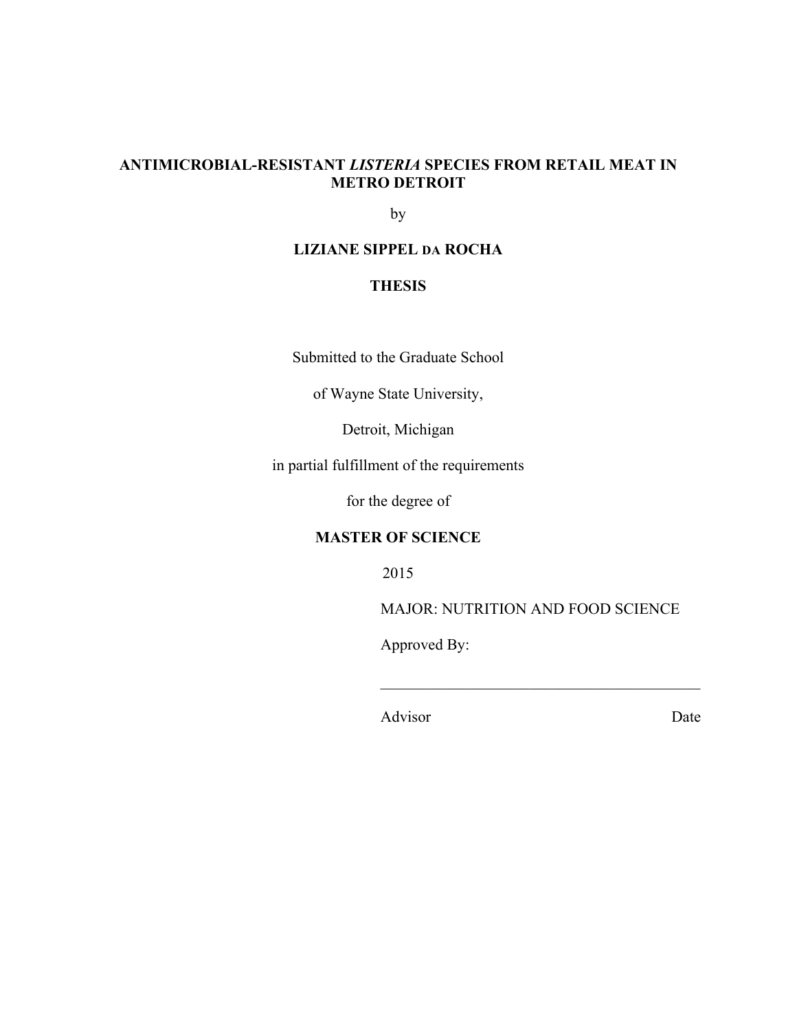**ANTIMICROBIAL-RESISTANT *LISTERIA* SPECIES FROM RETAIL MEAT IN METRO DETROIT**

by

**LIZIANE SIPPEL DA ROCHA**

**THESIS**

Submitted to the Graduate School

of Wayne State University,

Detroit, Michigan

in partial fulfillment of the requirements

for the degree of

**MASTER OF SCIENCE**

2015

MAJOR: NUTRITION AND FOOD SCIENCE

Approved By:

\_\_\_\_\_\_\_\_\_\_\_\_\_\_\_\_\_\_\_\_\_\_\_\_\_\_\_\_\_\_\_\_\_\_\_\_\_\_\_\_\_\_

Advisor　　　　　　　　　　　　　　Date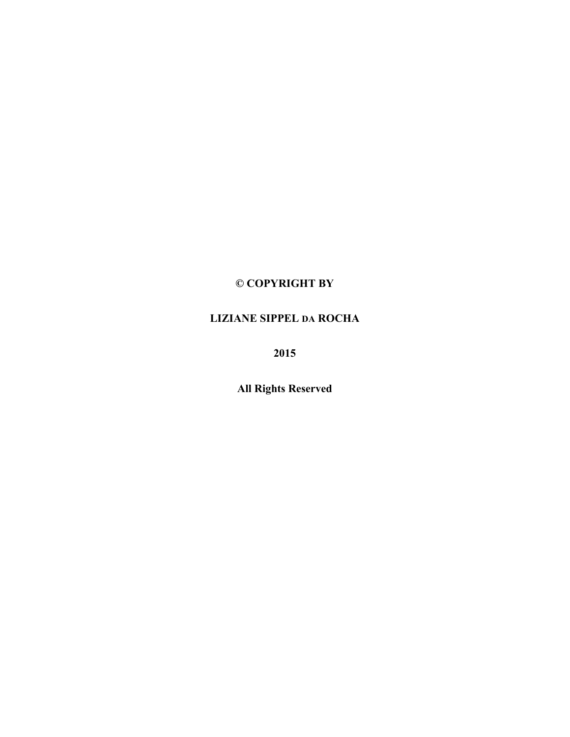**© COPYRIGHT BY**

**LIZIANE SIPPEL DA ROCHA**

**2015**

**All Rights Reserved**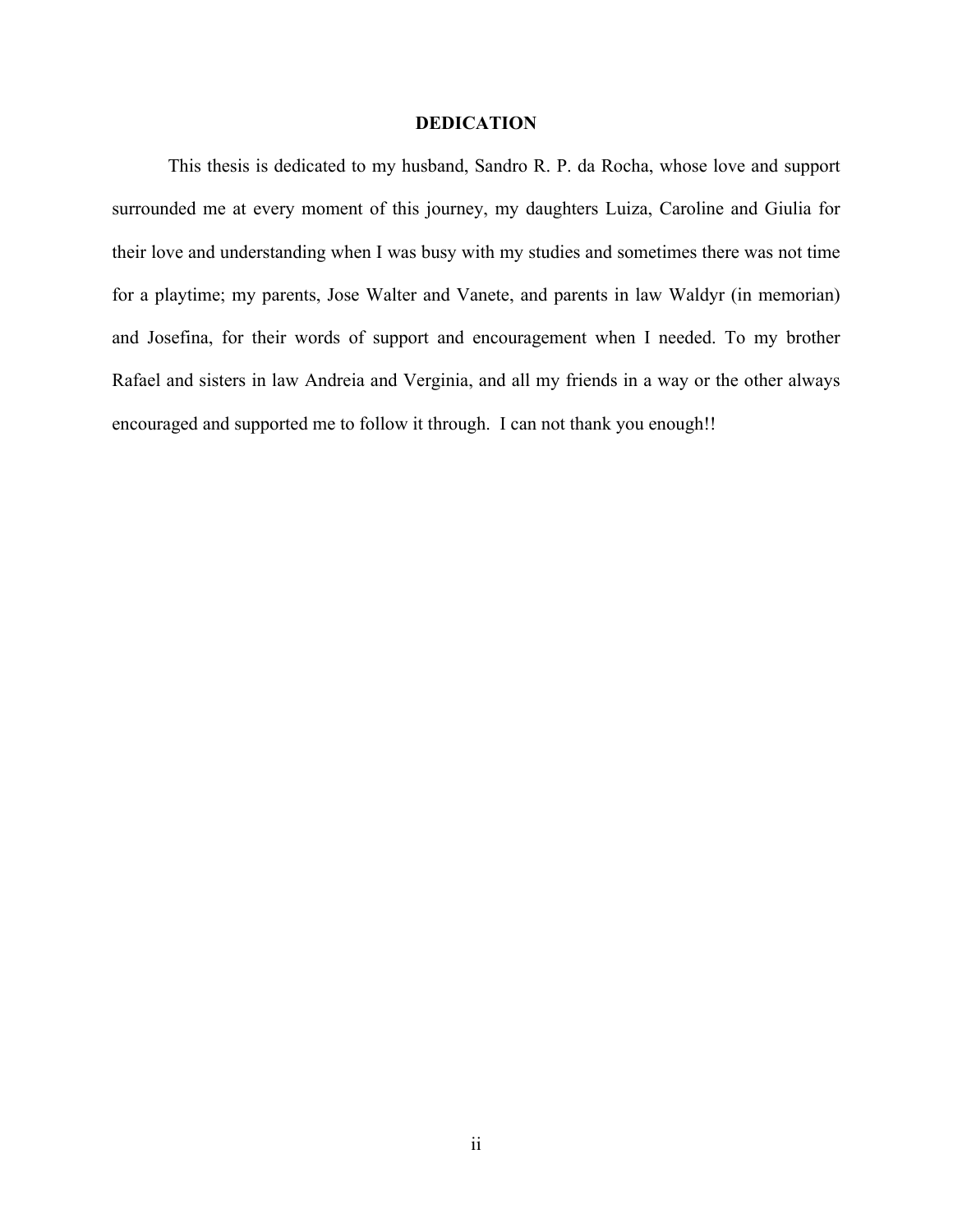# DEDICATION

This thesis is dedicated to my husband, Sandro R. P. da Rocha, whose love and support surrounded me at every moment of this journey, my daughters Luiza, Caroline and Giulia for their love and understanding when I was busy with my studies and sometimes there was not time for a playtime; my parents, Jose Walter and Vanete, and parents in law Waldyr (in memorian) and Josefina, for their words of support and encouragement when I needed. To my brother Rafael and sisters in law Andreia and Verginia, and all my friends in a way or the other always encouraged and supported me to follow it through. I can not thank you enough!!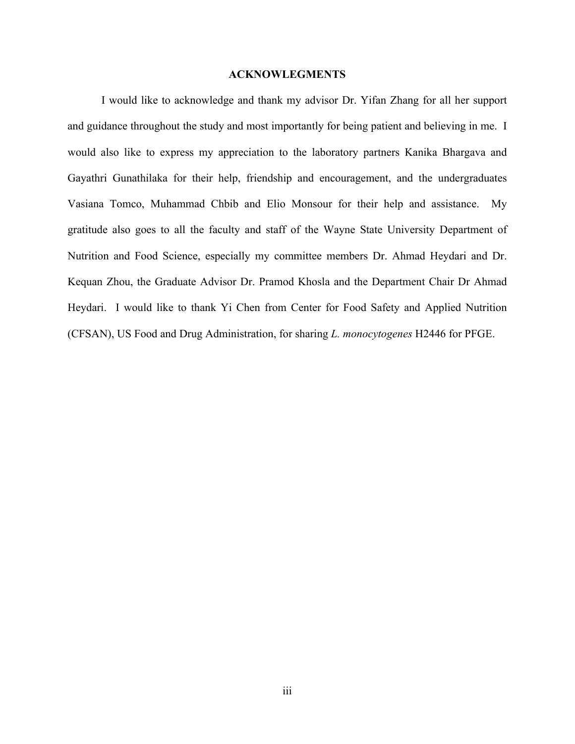## ACKNOWLEGMENTS

I would like to acknowledge and thank my advisor Dr. Yifan Zhang for all her support and guidance throughout the study and most importantly for being patient and believing in me. I would also like to express my appreciation to the laboratory partners Kanika Bhargava and Gayathri Gunathilaka for their help, friendship and encouragement, and the undergraduates Vasiana Tomco, Muhammad Chbib and Elio Monsour for their help and assistance. My gratitude also goes to all the faculty and staff of the Wayne State University Department of Nutrition and Food Science, especially my committee members Dr. Ahmad Heydari and Dr. Kequan Zhou, the Graduate Advisor Dr. Pramod Khosla and the Department Chair Dr Ahmad Heydari. I would like to thank Yi Chen from Center for Food Safety and Applied Nutrition (CFSAN), US Food and Drug Administration, for sharing *L. monocytogenes* H2446 for PFGE.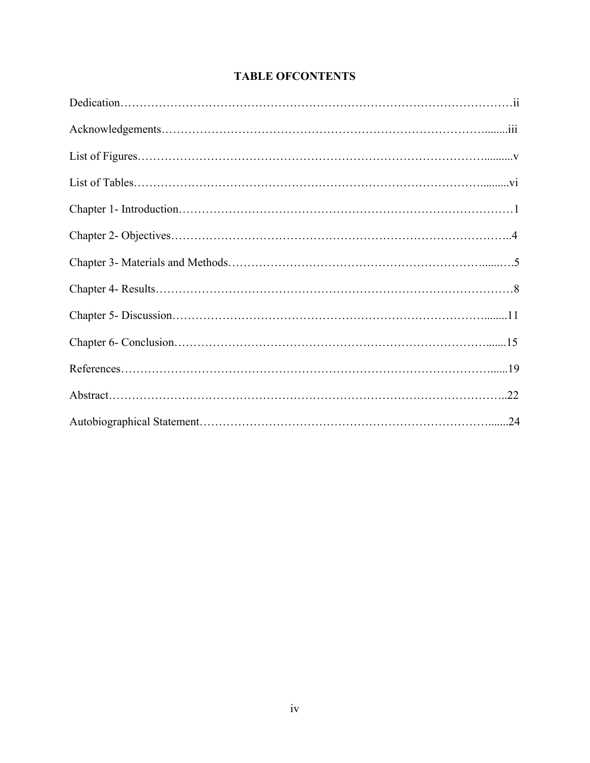# TABLE OFCONTENTS

Dedication……………………………………………………………………………………ii

Acknowledgements……………………………………………………………………….........iii

List of Figures……………………………………………………………………………...........v

List of Tables………………………………………………………………………………..........vi

Chapter 1- Introduction……………………………………………………………………………1

Chapter 2- Objectives…………………………………………………………………………..4

Chapter 3- Materials and Methods…………………………………………………………......….5

Chapter 4- Results…………………………………………………………………………………8

Chapter 5- Discussion……………………………………………………………………….........11

Chapter 6- Conclusion…………………………………………………………………….......15

References……………………………………………………………………………………......19

Abstract……………………………………………………………………………………………..22

Autobiographical Statement…………………………………………………………………........24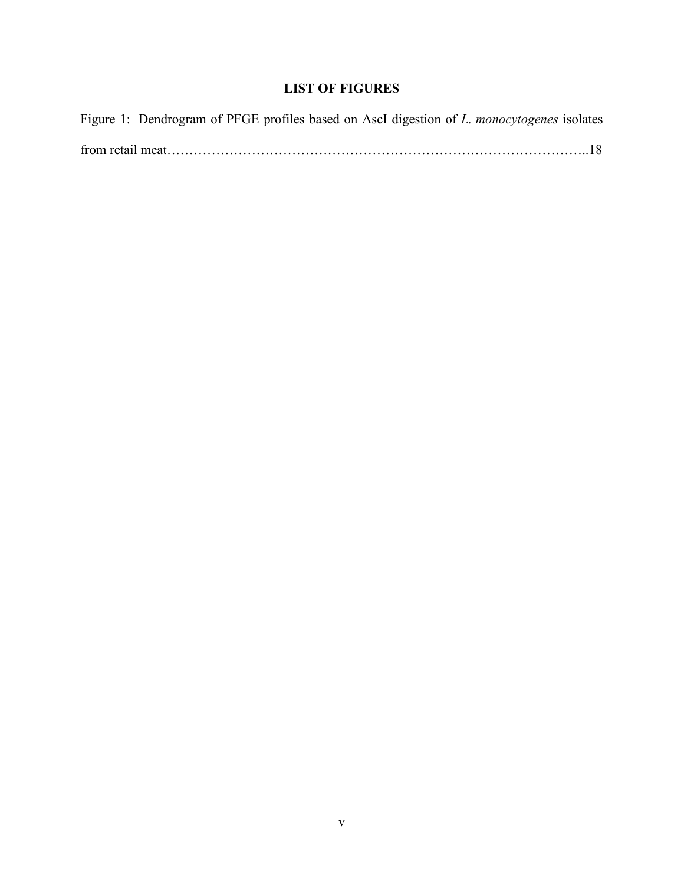# LIST OF FIGURES

Figure 1: Dendrogram of PFGE profiles based on AscI digestion of *L. monocytogenes* isolates from retail meat……………………………………………………………………………..18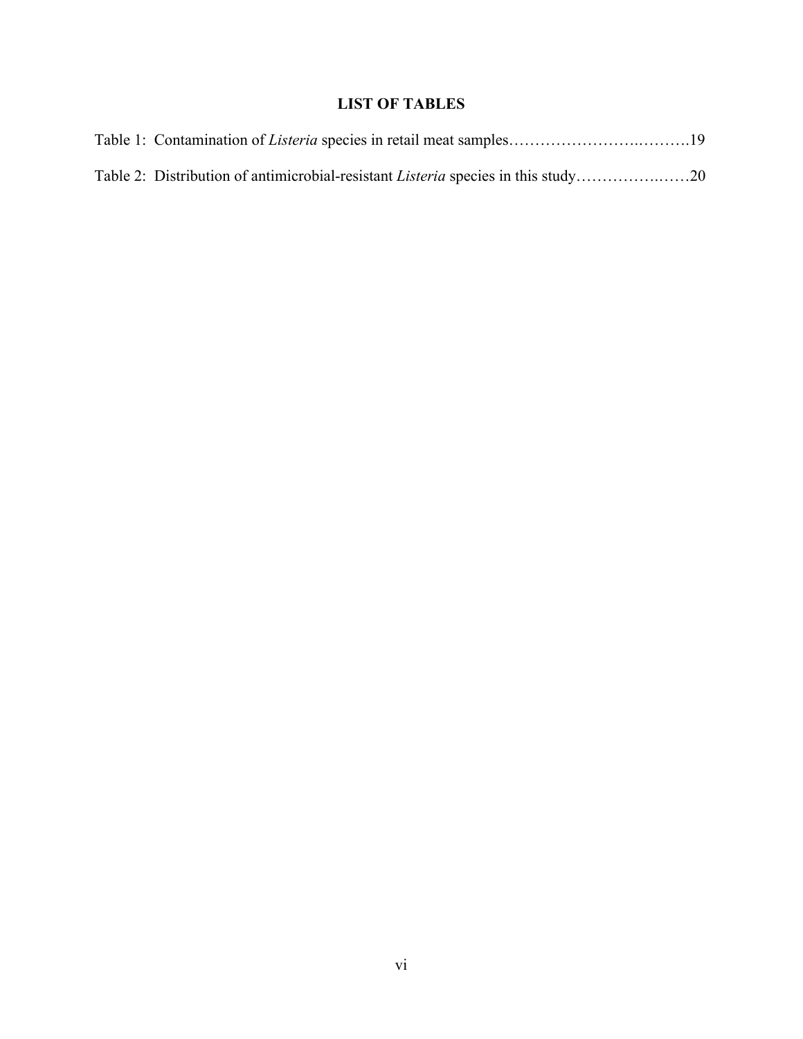## LIST OF TABLES

Table 1: Contamination of *Listeria* species in retail meat samples…………………….……….19

Table 2: Distribution of antimicrobial-resistant *Listeria* species in this study……………..……20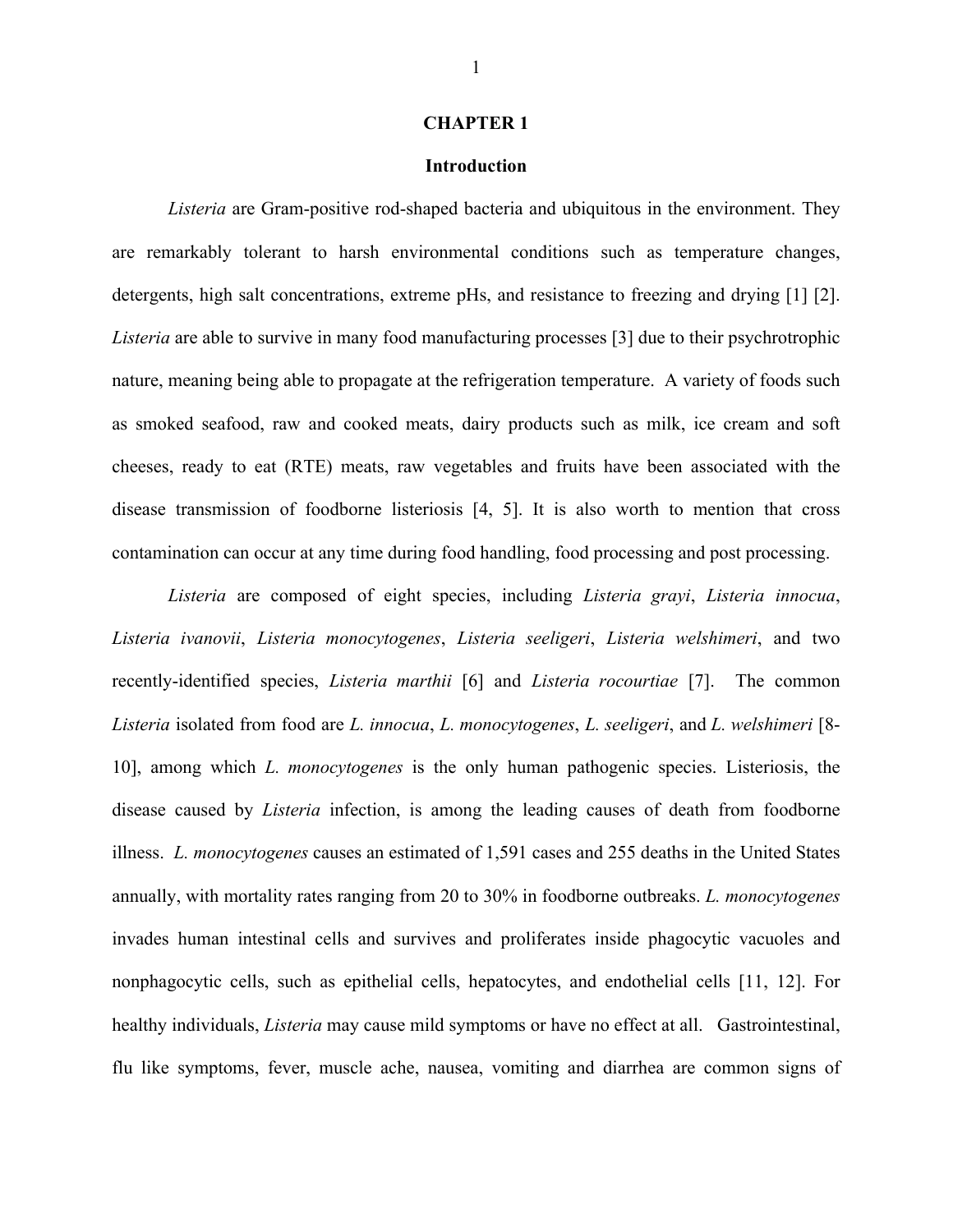# CHAPTER 1

## Introduction

*Listeria* are Gram-positive rod-shaped bacteria and ubiquitous in the environment. They are remarkably tolerant to harsh environmental conditions such as temperature changes, detergents, high salt concentrations, extreme pHs, and resistance to freezing and drying [1] [2]. *Listeria* are able to survive in many food manufacturing processes [3] due to their psychrotrophic nature, meaning being able to propagate at the refrigeration temperature. A variety of foods such as smoked seafood, raw and cooked meats, dairy products such as milk, ice cream and soft cheeses, ready to eat (RTE) meats, raw vegetables and fruits have been associated with the disease transmission of foodborne listeriosis [4, 5]. It is also worth to mention that cross contamination can occur at any time during food handling, food processing and post processing.

*Listeria* are composed of eight species, including *Listeria grayi*, *Listeria innocua*, *Listeria ivanovii*, *Listeria monocytogenes*, *Listeria seeligeri*, *Listeria welshimeri*, and two recently-identified species, *Listeria marthii* [6] and *Listeria rocourtiae* [7]. The common *Listeria* isolated from food are *L. innocua*, *L. monocytogenes*, *L. seeligeri*, and *L. welshimeri* [8-10], among which *L. monocytogenes* is the only human pathogenic species. Listeriosis, the disease caused by *Listeria* infection, is among the leading causes of death from foodborne illness. *L. monocytogenes* causes an estimated of 1,591 cases and 255 deaths in the United States annually, with mortality rates ranging from 20 to 30% in foodborne outbreaks. *L. monocytogenes* invades human intestinal cells and survives and proliferates inside phagocytic vacuoles and nonphagocytic cells, such as epithelial cells, hepatocytes, and endothelial cells [11, 12]. For healthy individuals, *Listeria* may cause mild symptoms or have no effect at all. Gastrointestinal, flu like symptoms, fever, muscle ache, nausea, vomiting and diarrhea are common signs of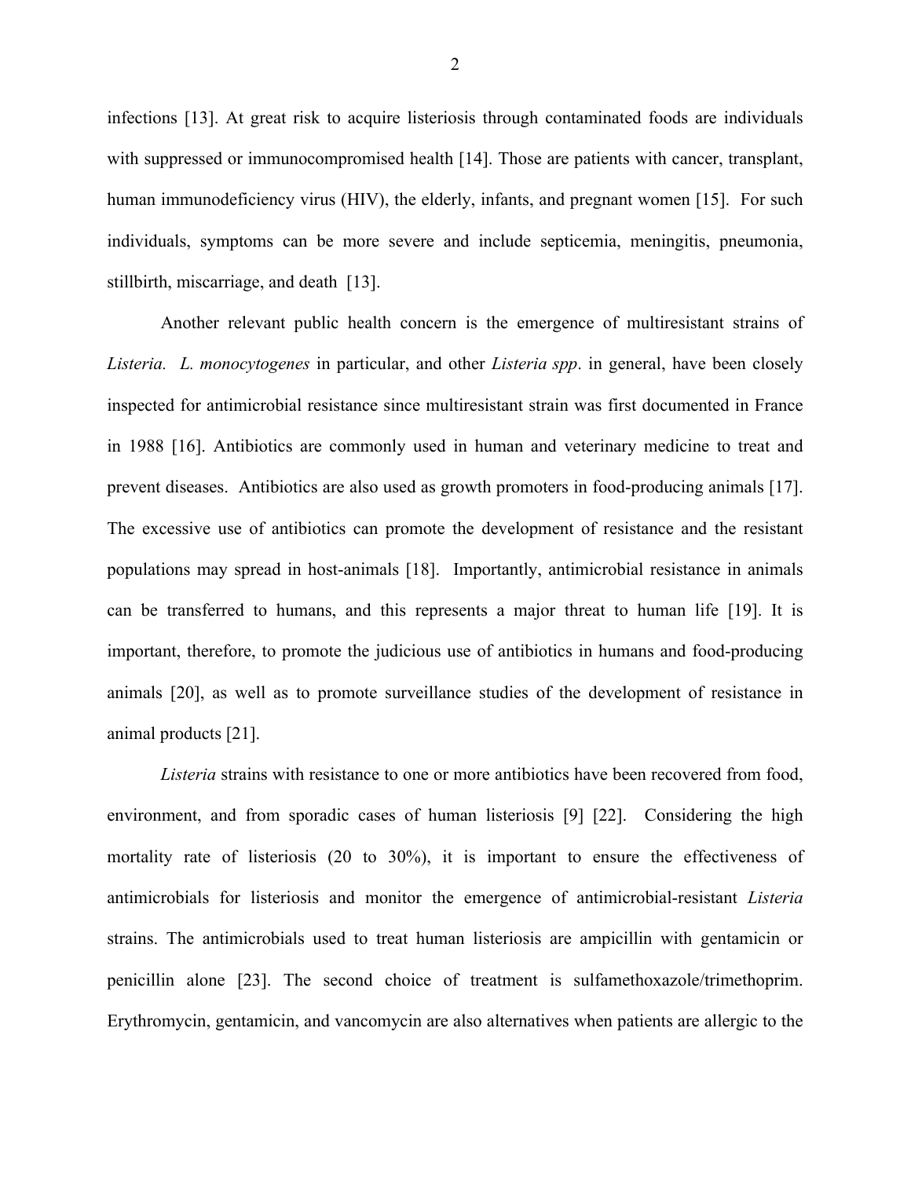infections [13]. At great risk to acquire listeriosis through contaminated foods are individuals with suppressed or immunocompromised health [14]. Those are patients with cancer, transplant, human immunodeficiency virus (HIV), the elderly, infants, and pregnant women [15]. For such individuals, symptoms can be more severe and include septicemia, meningitis, pneumonia, stillbirth, miscarriage, and death [13].

Another relevant public health concern is the emergence of multiresistant strains of *Listeria*. *L. monocytogenes* in particular, and other *Listeria spp*. in general, have been closely inspected for antimicrobial resistance since multiresistant strain was first documented in France in 1988 [16]. Antibiotics are commonly used in human and veterinary medicine to treat and prevent diseases. Antibiotics are also used as growth promoters in food-producing animals [17]. The excessive use of antibiotics can promote the development of resistance and the resistant populations may spread in host-animals [18]. Importantly, antimicrobial resistance in animals can be transferred to humans, and this represents a major threat to human life [19]. It is important, therefore, to promote the judicious use of antibiotics in humans and food-producing animals [20], as well as to promote surveillance studies of the development of resistance in animal products [21].

*Listeria* strains with resistance to one or more antibiotics have been recovered from food, environment, and from sporadic cases of human listeriosis [9] [22]. Considering the high mortality rate of listeriosis (20 to 30%), it is important to ensure the effectiveness of antimicrobials for listeriosis and monitor the emergence of antimicrobial-resistant *Listeria* strains. The antimicrobials used to treat human listeriosis are ampicillin with gentamicin or penicillin alone [23]. The second choice of treatment is sulfamethoxazole/trimethoprim. Erythromycin, gentamicin, and vancomycin are also alternatives when patients are allergic to the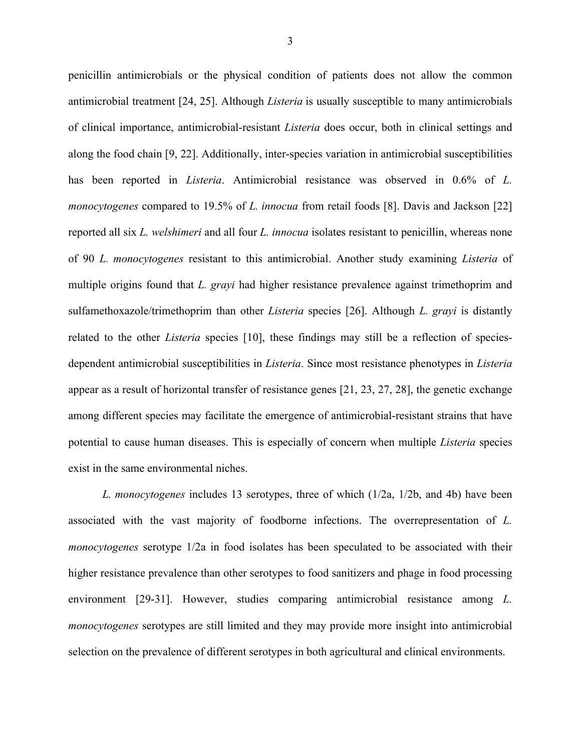penicillin antimicrobials or the physical condition of patients does not allow the common antimicrobial treatment [24, 25]. Although *Listeria* is usually susceptible to many antimicrobials of clinical importance, antimicrobial-resistant *Listeria* does occur, both in clinical settings and along the food chain [9, 22]. Additionally, inter-species variation in antimicrobial susceptibilities has been reported in *Listeria*. Antimicrobial resistance was observed in 0.6% of *L. monocytogenes* compared to 19.5% of *L. innocua* from retail foods [8]. Davis and Jackson [22] reported all six *L. welshimeri* and all four *L. innocua* isolates resistant to penicillin, whereas none of 90 *L. monocytogenes* resistant to this antimicrobial. Another study examining *Listeria* of multiple origins found that *L. grayi* had higher resistance prevalence against trimethoprim and sulfamethoxazole/trimethoprim than other *Listeria* species [26]. Although *L. grayi* is distantly related to the other *Listeria* species [10], these findings may still be a reflection of species-dependent antimicrobial susceptibilities in *Listeria*. Since most resistance phenotypes in *Listeria* appear as a result of horizontal transfer of resistance genes [21, 23, 27, 28], the genetic exchange among different species may facilitate the emergence of antimicrobial-resistant strains that have potential to cause human diseases. This is especially of concern when multiple *Listeria* species exist in the same environmental niches.

*L. monocytogenes* includes 13 serotypes, three of which (1/2a, 1/2b, and 4b) have been associated with the vast majority of foodborne infections. The overrepresentation of *L. monocytogenes* serotype 1/2a in food isolates has been speculated to be associated with their higher resistance prevalence than other serotypes to food sanitizers and phage in food processing environment [29-31]. However, studies comparing antimicrobial resistance among *L. monocytogenes* serotypes are still limited and they may provide more insight into antimicrobial selection on the prevalence of different serotypes in both agricultural and clinical environments.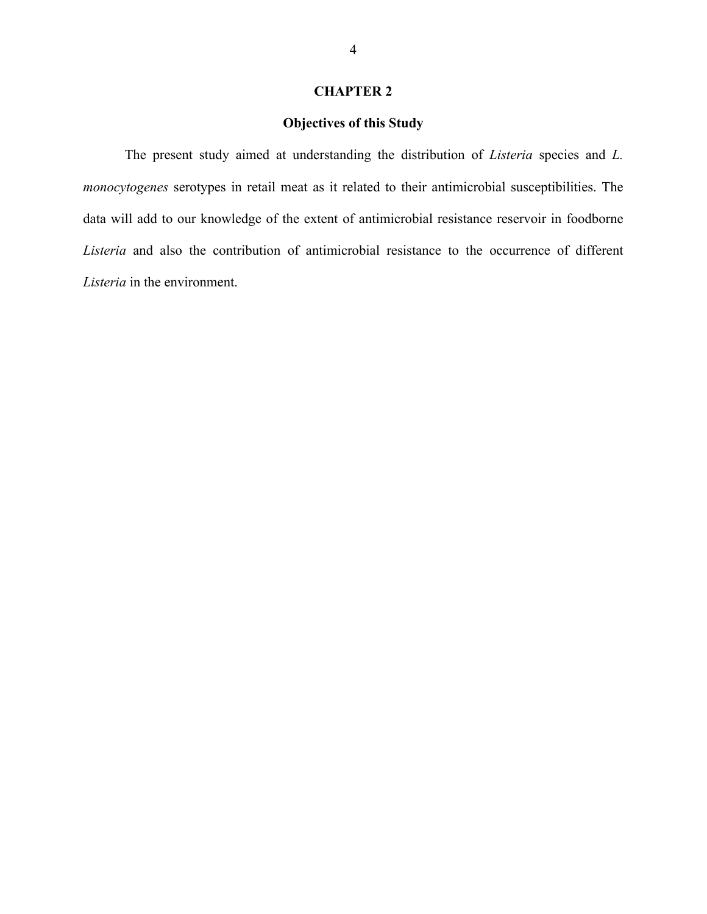# CHAPTER 2

## Objectives of this Study

The present study aimed at understanding the distribution of *Listeria* species and *L. monocytogenes* serotypes in retail meat as it related to their antimicrobial susceptibilities. The data will add to our knowledge of the extent of antimicrobial resistance reservoir in foodborne *Listeria* and also the contribution of antimicrobial resistance to the occurrence of different *Listeria* in the environment.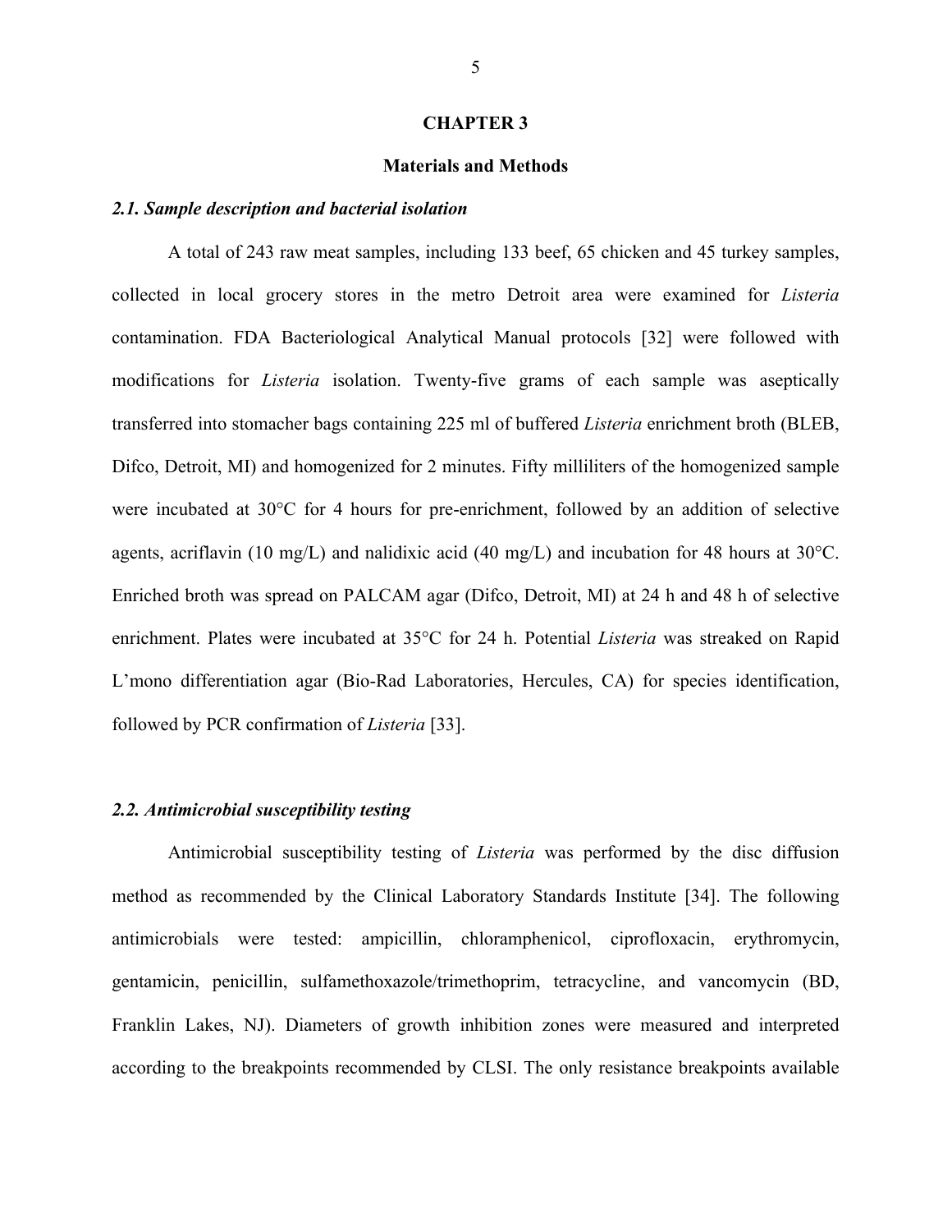# CHAPTER 3

## Materials and Methods

### *2.1. Sample description and bacterial isolation*

A total of 243 raw meat samples, including 133 beef, 65 chicken and 45 turkey samples, collected in local grocery stores in the metro Detroit area were examined for *Listeria* contamination. FDA Bacteriological Analytical Manual protocols [32] were followed with modifications for *Listeria* isolation. Twenty-five grams of each sample was aseptically transferred into stomacher bags containing 225 ml of buffered *Listeria* enrichment broth (BLEB, Difco, Detroit, MI) and homogenized for 2 minutes. Fifty milliliters of the homogenized sample were incubated at 30°C for 4 hours for pre-enrichment, followed by an addition of selective agents, acriflavin (10 mg/L) and nalidixic acid (40 mg/L) and incubation for 48 hours at 30°C. Enriched broth was spread on PALCAM agar (Difco, Detroit, MI) at 24 h and 48 h of selective enrichment. Plates were incubated at 35°C for 24 h. Potential *Listeria* was streaked on Rapid L'mono differentiation agar (Bio-Rad Laboratories, Hercules, CA) for species identification, followed by PCR confirmation of *Listeria* [33].

### *2.2. Antimicrobial susceptibility testing*

Antimicrobial susceptibility testing of *Listeria* was performed by the disc diffusion method as recommended by the Clinical Laboratory Standards Institute [34]. The following antimicrobials were tested: ampicillin, chloramphenicol, ciprofloxacin, erythromycin, gentamicin, penicillin, sulfamethoxazole/trimethoprim, tetracycline, and vancomycin (BD, Franklin Lakes, NJ). Diameters of growth inhibition zones were measured and interpreted according to the breakpoints recommended by CLSI. The only resistance breakpoints available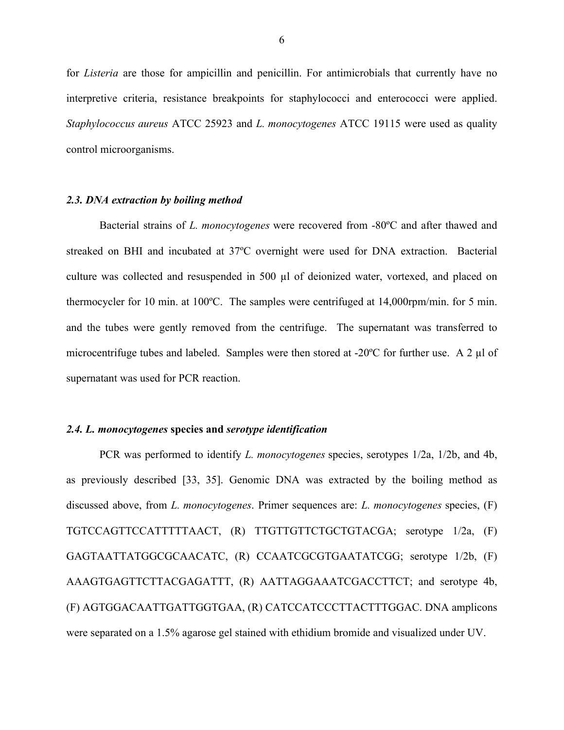for *Listeria* are those for ampicillin and penicillin. For antimicrobials that currently have no interpretive criteria, resistance breakpoints for staphylococci and enterococci were applied. *Staphylococcus aureus* ATCC 25923 and *L. monocytogenes* ATCC 19115 were used as quality control microorganisms.

### *2.3. DNA extraction by boiling method*

Bacterial strains of *L. monocytogenes* were recovered from -80ºC and after thawed and streaked on BHI and incubated at 37ºC overnight were used for DNA extraction. Bacterial culture was collected and resuspended in 500 µl of deionized water, vortexed, and placed on thermocycler for 10 min. at 100ºC. The samples were centrifuged at 14,000rpm/min. for 5 min. and the tubes were gently removed from the centrifuge. The supernatant was transferred to microcentrifuge tubes and labeled. Samples were then stored at -20ºC for further use. A 2 µl of supernatant was used for PCR reaction.

### *2.4. L. monocytogenes* **species and** *serotype identification*

PCR was performed to identify *L. monocytogenes* species, serotypes 1/2a, 1/2b, and 4b, as previously described [33, 35]. Genomic DNA was extracted by the boiling method as discussed above, from *L. monocytogenes*. Primer sequences are: *L. monocytogenes* species, (F) TGTCCAGTTCCATTTTTAACT, (R) TTGTTGTTCTGCTGTACGA; serotype 1/2a, (F) GAGTAATTATGGCGCAACATC, (R) CCAATCGCGTGAATATCGG; serotype 1/2b, (F) AAAGTGAGTTCTTACGAGATTT, (R) AATTAGGAAATCGACCTTCT; and serotype 4b, (F) AGTGGACAATTGATTGGTGAA, (R) CATCCATCCCTTACTTTGGAC. DNA amplicons were separated on a 1.5% agarose gel stained with ethidium bromide and visualized under UV.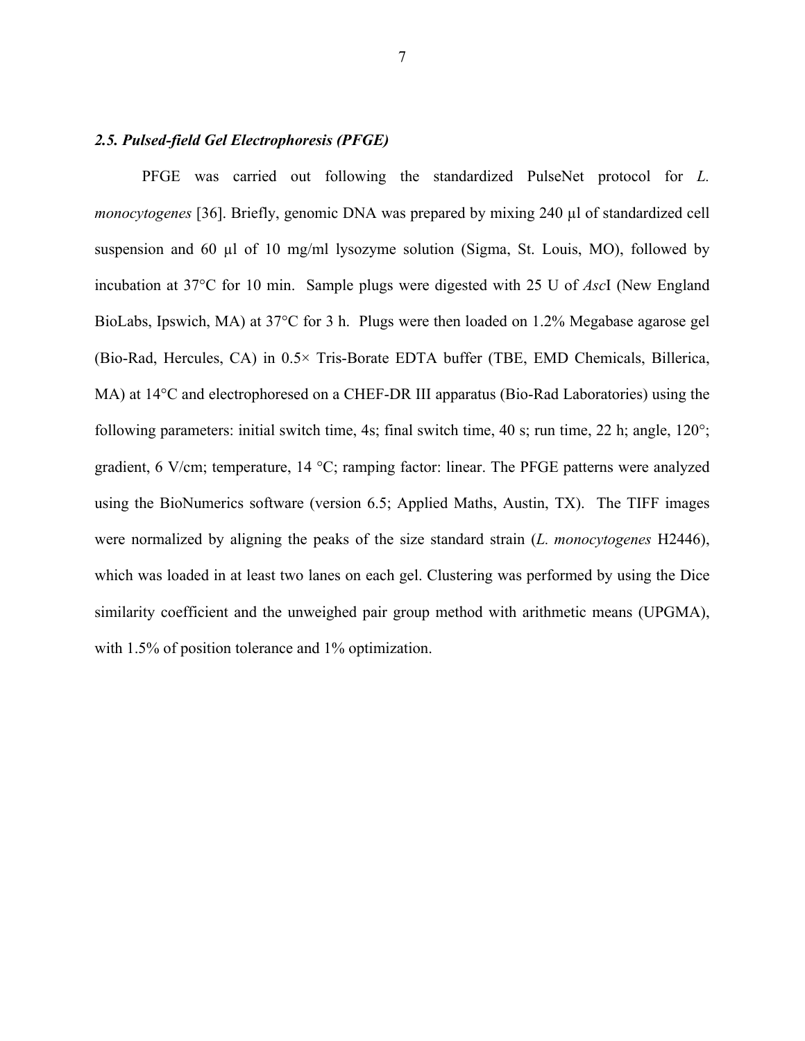### *2.5. Pulsed-field Gel Electrophoresis (PFGE)*

PFGE was carried out following the standardized PulseNet protocol for *L. monocytogenes* [36]. Briefly, genomic DNA was prepared by mixing 240 µl of standardized cell suspension and 60 µl of 10 mg/ml lysozyme solution (Sigma, St. Louis, MO), followed by incubation at 37°C for 10 min. Sample plugs were digested with 25 U of *Asc*I (New England BioLabs, Ipswich, MA) at 37°C for 3 h. Plugs were then loaded on 1.2% Megabase agarose gel (Bio-Rad, Hercules, CA) in 0.5× Tris-Borate EDTA buffer (TBE, EMD Chemicals, Billerica, MA) at 14°C and electrophoresed on a CHEF-DR III apparatus (Bio-Rad Laboratories) using the following parameters: initial switch time, 4s; final switch time, 40 s; run time, 22 h; angle, 120°; gradient, 6 V/cm; temperature, 14 °C; ramping factor: linear. The PFGE patterns were analyzed using the BioNumerics software (version 6.5; Applied Maths, Austin, TX). The TIFF images were normalized by aligning the peaks of the size standard strain (*L. monocytogenes* H2446), which was loaded in at least two lanes on each gel. Clustering was performed by using the Dice similarity coefficient and the unweighed pair group method with arithmetic means (UPGMA), with 1.5% of position tolerance and 1% optimization.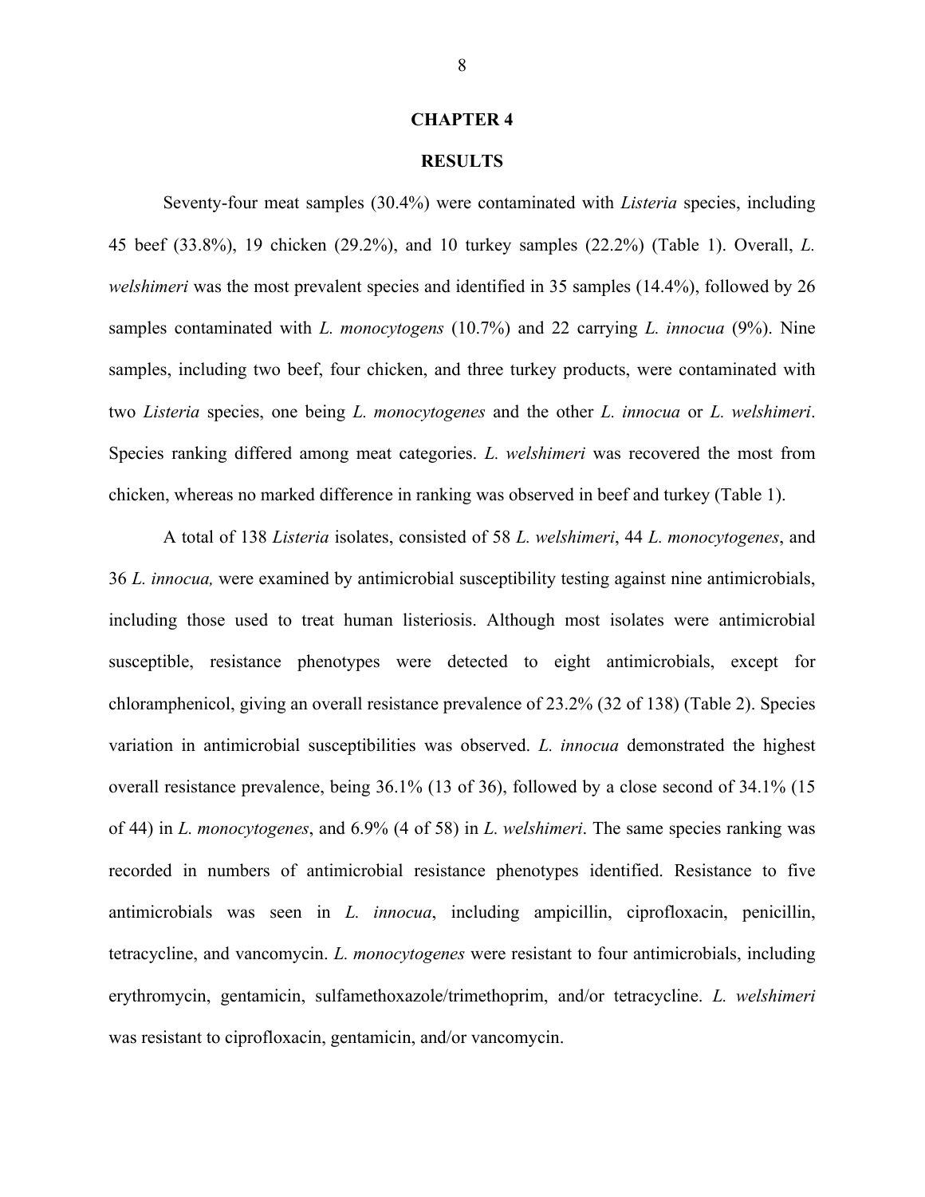# CHAPTER 4

## RESULTS

Seventy-four meat samples (30.4%) were contaminated with *Listeria* species, including 45 beef (33.8%), 19 chicken (29.2%), and 10 turkey samples (22.2%) (Table 1). Overall, *L. welshimeri* was the most prevalent species and identified in 35 samples (14.4%), followed by 26 samples contaminated with *L. monocytogens* (10.7%) and 22 carrying *L. innocua* (9%). Nine samples, including two beef, four chicken, and three turkey products, were contaminated with two *Listeria* species, one being *L. monocytogenes* and the other *L. innocua* or *L. welshimeri*. Species ranking differed among meat categories. *L. welshimeri* was recovered the most from chicken, whereas no marked difference in ranking was observed in beef and turkey (Table 1).

A total of 138 *Listeria* isolates, consisted of 58 *L. welshimeri*, 44 *L. monocytogenes*, and 36 *L. innocua,* were examined by antimicrobial susceptibility testing against nine antimicrobials, including those used to treat human listeriosis. Although most isolates were antimicrobial susceptible, resistance phenotypes were detected to eight antimicrobials, except for chloramphenicol, giving an overall resistance prevalence of 23.2% (32 of 138) (Table 2). Species variation in antimicrobial susceptibilities was observed. *L. innocua* demonstrated the highest overall resistance prevalence, being 36.1% (13 of 36), followed by a close second of 34.1% (15 of 44) in *L. monocytogenes*, and 6.9% (4 of 58) in *L. welshimeri*. The same species ranking was recorded in numbers of antimicrobial resistance phenotypes identified. Resistance to five antimicrobials was seen in *L. innocua*, including ampicillin, ciprofloxacin, penicillin, tetracycline, and vancomycin. *L. monocytogenes* were resistant to four antimicrobials, including erythromycin, gentamicin, sulfamethoxazole/trimethoprim, and/or tetracycline. *L. welshimeri* was resistant to ciprofloxacin, gentamicin, and/or vancomycin.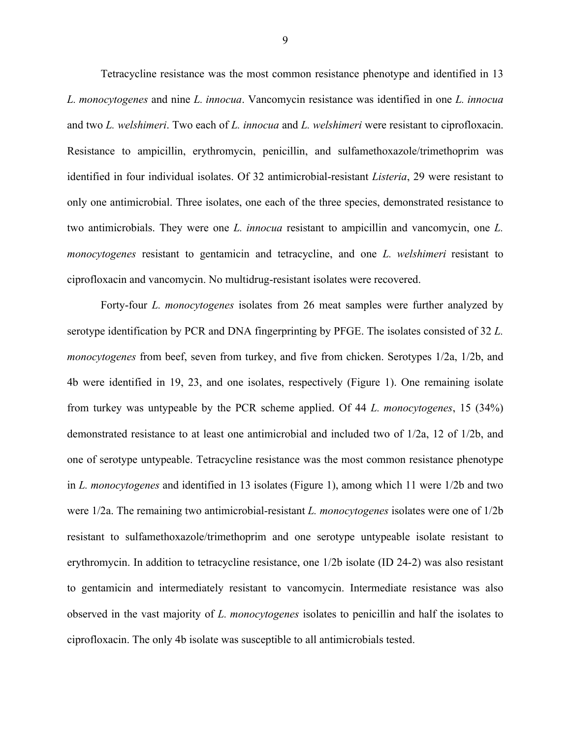Tetracycline resistance was the most common resistance phenotype and identified in 13 *L. monocytogenes* and nine *L. innocua*. Vancomycin resistance was identified in one *L. innocua* and two *L. welshimeri*. Two each of *L. innocua* and *L. welshimeri* were resistant to ciprofloxacin. Resistance to ampicillin, erythromycin, penicillin, and sulfamethoxazole/trimethoprim was identified in four individual isolates. Of 32 antimicrobial-resistant *Listeria*, 29 were resistant to only one antimicrobial. Three isolates, one each of the three species, demonstrated resistance to two antimicrobials. They were one *L. innocua* resistant to ampicillin and vancomycin, one *L. monocytogenes* resistant to gentamicin and tetracycline, and one *L. welshimeri* resistant to ciprofloxacin and vancomycin. No multidrug-resistant isolates were recovered.

Forty-four *L. monocytogenes* isolates from 26 meat samples were further analyzed by serotype identification by PCR and DNA fingerprinting by PFGE. The isolates consisted of 32 *L. monocytogenes* from beef, seven from turkey, and five from chicken. Serotypes 1/2a, 1/2b, and 4b were identified in 19, 23, and one isolates, respectively (Figure 1). One remaining isolate from turkey was untypeable by the PCR scheme applied. Of 44 *L. monocytogenes*, 15 (34%) demonstrated resistance to at least one antimicrobial and included two of 1/2a, 12 of 1/2b, and one of serotype untypeable. Tetracycline resistance was the most common resistance phenotype in *L. monocytogenes* and identified in 13 isolates (Figure 1), among which 11 were 1/2b and two were 1/2a. The remaining two antimicrobial-resistant *L. monocytogenes* isolates were one of 1/2b resistant to sulfamethoxazole/trimethoprim and one serotype untypeable isolate resistant to erythromycin. In addition to tetracycline resistance, one 1/2b isolate (ID 24-2) was also resistant to gentamicin and intermediately resistant to vancomycin. Intermediate resistance was also observed in the vast majority of *L. monocytogenes* isolates to penicillin and half the isolates to ciprofloxacin. The only 4b isolate was susceptible to all antimicrobials tested.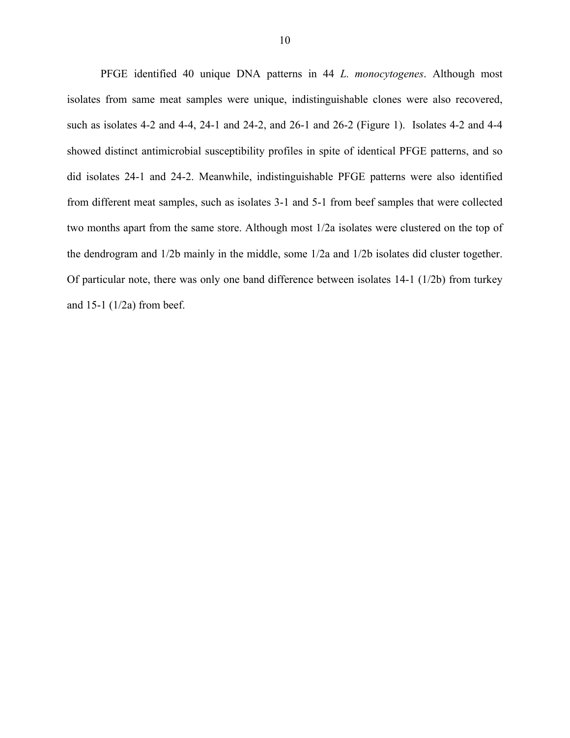PFGE identified 40 unique DNA patterns in 44 *L. monocytogenes*. Although most isolates from same meat samples were unique, indistinguishable clones were also recovered, such as isolates 4-2 and 4-4, 24-1 and 24-2, and 26-1 and 26-2 (Figure 1). Isolates 4-2 and 4-4 showed distinct antimicrobial susceptibility profiles in spite of identical PFGE patterns, and so did isolates 24-1 and 24-2. Meanwhile, indistinguishable PFGE patterns were also identified from different meat samples, such as isolates 3-1 and 5-1 from beef samples that were collected two months apart from the same store. Although most 1/2a isolates were clustered on the top of the dendrogram and 1/2b mainly in the middle, some 1/2a and 1/2b isolates did cluster together. Of particular note, there was only one band difference between isolates 14-1 (1/2b) from turkey and 15-1 (1/2a) from beef.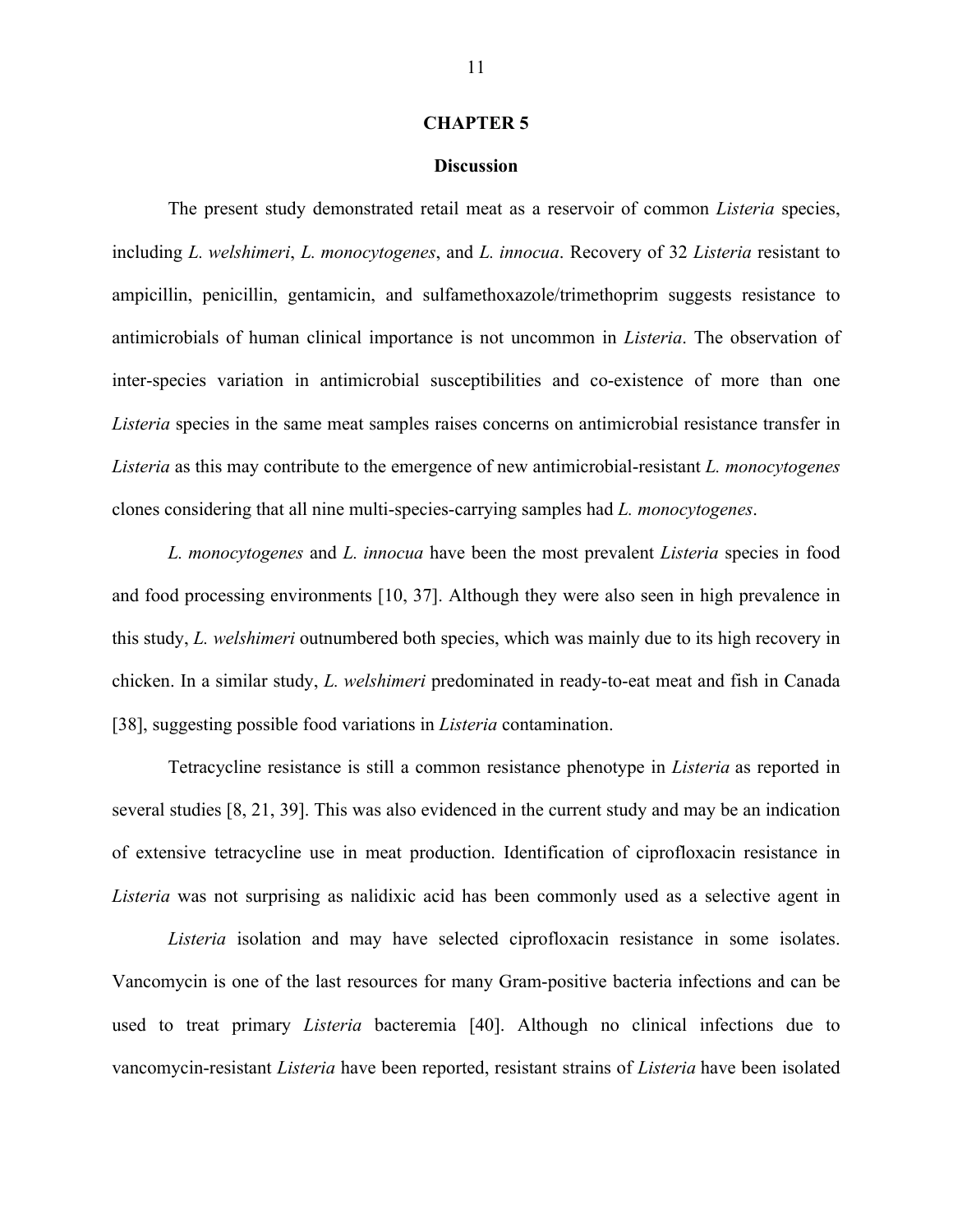# CHAPTER 5

## Discussion

The present study demonstrated retail meat as a reservoir of common *Listeria* species, including *L. welshimeri*, *L. monocytogenes*, and *L. innocua*. Recovery of 32 *Listeria* resistant to ampicillin, penicillin, gentamicin, and sulfamethoxazole/trimethoprim suggests resistance to antimicrobials of human clinical importance is not uncommon in *Listeria*. The observation of inter-species variation in antimicrobial susceptibilities and co-existence of more than one *Listeria* species in the same meat samples raises concerns on antimicrobial resistance transfer in *Listeria* as this may contribute to the emergence of new antimicrobial-resistant *L. monocytogenes* clones considering that all nine multi-species-carrying samples had *L. monocytogenes*.

*L. monocytogenes* and *L. innocua* have been the most prevalent *Listeria* species in food and food processing environments [10, 37]. Although they were also seen in high prevalence in this study, *L. welshimeri* outnumbered both species, which was mainly due to its high recovery in chicken. In a similar study, *L. welshimeri* predominated in ready-to-eat meat and fish in Canada [38], suggesting possible food variations in *Listeria* contamination.

Tetracycline resistance is still a common resistance phenotype in *Listeria* as reported in several studies [8, 21, 39]. This was also evidenced in the current study and may be an indication of extensive tetracycline use in meat production. Identification of ciprofloxacin resistance in *Listeria* was not surprising as nalidixic acid has been commonly used as a selective agent in *Listeria* isolation and may have selected ciprofloxacin resistance in some isolates. Vancomycin is one of the last resources for many Gram-positive bacteria infections and can be used to treat primary *Listeria* bacteremia [40]. Although no clinical infections due to vancomycin-resistant *Listeria* have been reported, resistant strains of *Listeria* have been isolated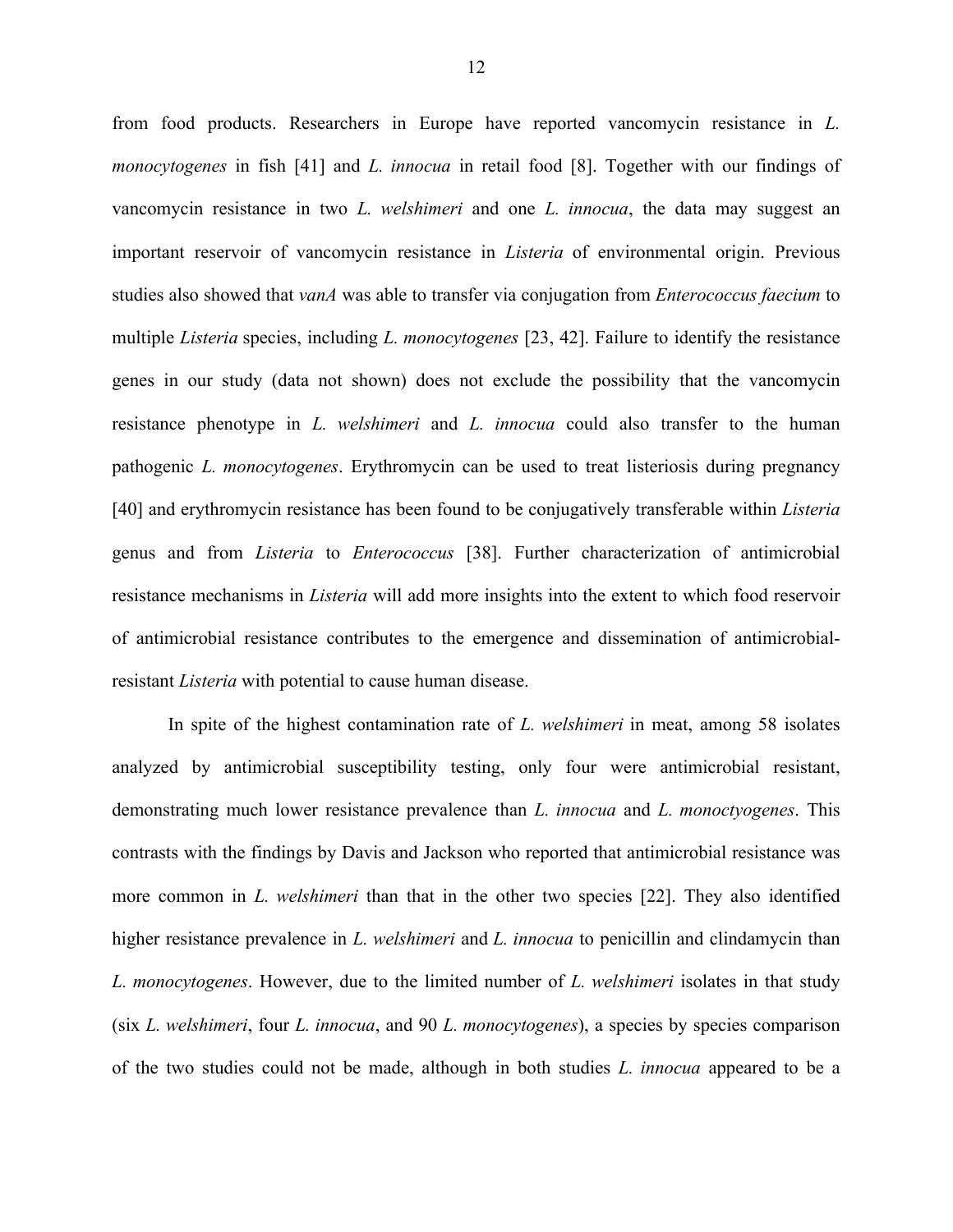from food products. Researchers in Europe have reported vancomycin resistance in *L. monocytogenes* in fish [41] and *L. innocua* in retail food [8]. Together with our findings of vancomycin resistance in two *L. welshimeri* and one *L. innocua*, the data may suggest an important reservoir of vancomycin resistance in *Listeria* of environmental origin. Previous studies also showed that *vanA* was able to transfer via conjugation from *Enterococcus faecium* to multiple *Listeria* species, including *L. monocytogenes* [23, 42]. Failure to identify the resistance genes in our study (data not shown) does not exclude the possibility that the vancomycin resistance phenotype in *L. welshimeri* and *L. innocua* could also transfer to the human pathogenic *L. monocytogenes*. Erythromycin can be used to treat listeriosis during pregnancy [40] and erythromycin resistance has been found to be conjugatively transferable within *Listeria* genus and from *Listeria* to *Enterococcus* [38]. Further characterization of antimicrobial resistance mechanisms in *Listeria* will add more insights into the extent to which food reservoir of antimicrobial resistance contributes to the emergence and dissemination of antimicrobial-resistant *Listeria* with potential to cause human disease.

In spite of the highest contamination rate of *L. welshimeri* in meat, among 58 isolates analyzed by antimicrobial susceptibility testing, only four were antimicrobial resistant, demonstrating much lower resistance prevalence than *L. innocua* and *L. monoctyogenes*. This contrasts with the findings by Davis and Jackson who reported that antimicrobial resistance was more common in *L. welshimeri* than that in the other two species [22]. They also identified higher resistance prevalence in *L. welshimeri* and *L. innocua* to penicillin and clindamycin than *L. monocytogenes*. However, due to the limited number of *L. welshimeri* isolates in that study (six *L. welshimeri*, four *L. innocua*, and 90 *L. monocytogenes*), a species by species comparison of the two studies could not be made, although in both studies *L. innocua* appeared to be a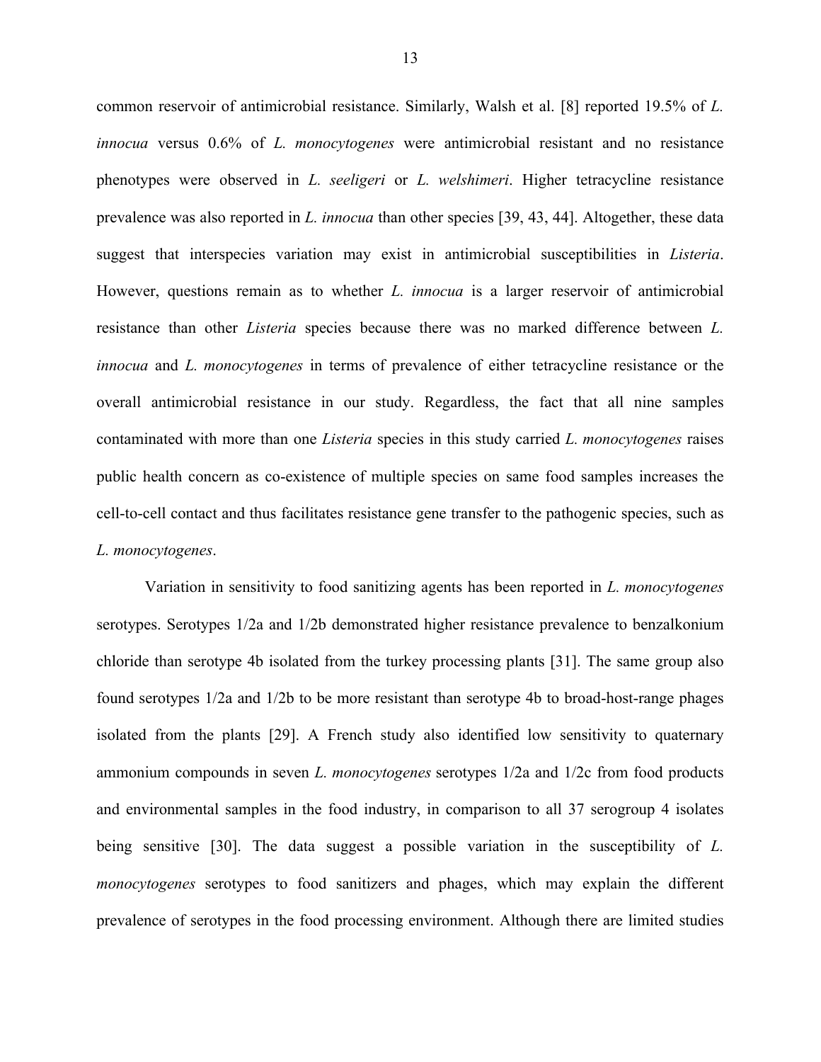common reservoir of antimicrobial resistance. Similarly, Walsh et al. [8] reported 19.5% of *L. innocua* versus 0.6% of *L. monocytogenes* were antimicrobial resistant and no resistance phenotypes were observed in *L. seeligeri* or *L. welshimeri*. Higher tetracycline resistance prevalence was also reported in *L. innocua* than other species [39, 43, 44]. Altogether, these data suggest that interspecies variation may exist in antimicrobial susceptibilities in *Listeria*. However, questions remain as to whether *L. innocua* is a larger reservoir of antimicrobial resistance than other *Listeria* species because there was no marked difference between *L. innocua* and *L. monocytogenes* in terms of prevalence of either tetracycline resistance or the overall antimicrobial resistance in our study. Regardless, the fact that all nine samples contaminated with more than one *Listeria* species in this study carried *L. monocytogenes* raises public health concern as co-existence of multiple species on same food samples increases the cell-to-cell contact and thus facilitates resistance gene transfer to the pathogenic species, such as *L. monocytogenes*.

Variation in sensitivity to food sanitizing agents has been reported in *L. monocytogenes* serotypes. Serotypes 1/2a and 1/2b demonstrated higher resistance prevalence to benzalkonium chloride than serotype 4b isolated from the turkey processing plants [31]. The same group also found serotypes 1/2a and 1/2b to be more resistant than serotype 4b to broad-host-range phages isolated from the plants [29]. A French study also identified low sensitivity to quaternary ammonium compounds in seven *L. monocytogenes* serotypes 1/2a and 1/2c from food products and environmental samples in the food industry, in comparison to all 37 serogroup 4 isolates being sensitive [30]. The data suggest a possible variation in the susceptibility of *L. monocytogenes* serotypes to food sanitizers and phages, which may explain the different prevalence of serotypes in the food processing environment. Although there are limited studies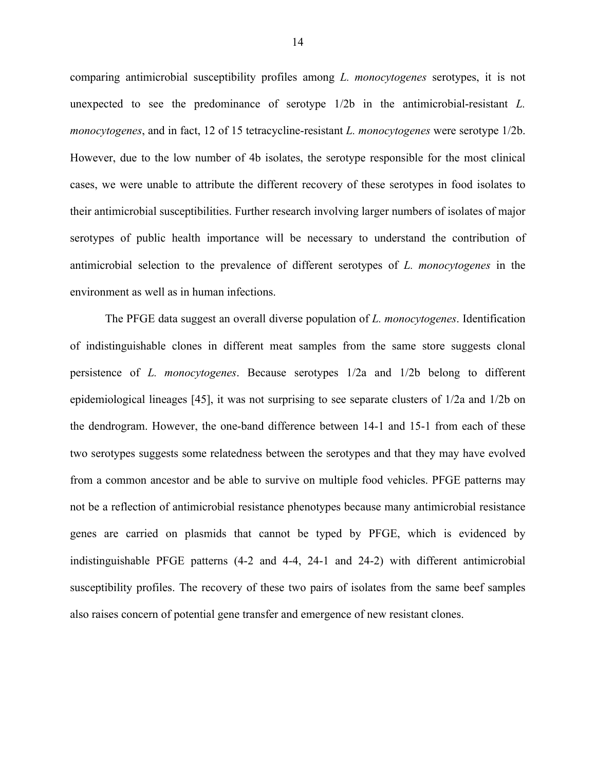comparing antimicrobial susceptibility profiles among *L. monocytogenes* serotypes, it is not unexpected to see the predominance of serotype 1/2b in the antimicrobial-resistant *L. monocytogenes*, and in fact, 12 of 15 tetracycline-resistant *L. monocytogenes* were serotype 1/2b. However, due to the low number of 4b isolates, the serotype responsible for the most clinical cases, we were unable to attribute the different recovery of these serotypes in food isolates to their antimicrobial susceptibilities. Further research involving larger numbers of isolates of major serotypes of public health importance will be necessary to understand the contribution of antimicrobial selection to the prevalence of different serotypes of *L. monocytogenes* in the environment as well as in human infections.

The PFGE data suggest an overall diverse population of *L. monocytogenes*. Identification of indistinguishable clones in different meat samples from the same store suggests clonal persistence of *L. monocytogenes*. Because serotypes 1/2a and 1/2b belong to different epidemiological lineages [45], it was not surprising to see separate clusters of 1/2a and 1/2b on the dendrogram. However, the one-band difference between 14-1 and 15-1 from each of these two serotypes suggests some relatedness between the serotypes and that they may have evolved from a common ancestor and be able to survive on multiple food vehicles. PFGE patterns may not be a reflection of antimicrobial resistance phenotypes because many antimicrobial resistance genes are carried on plasmids that cannot be typed by PFGE, which is evidenced by indistinguishable PFGE patterns (4-2 and 4-4, 24-1 and 24-2) with different antimicrobial susceptibility profiles. The recovery of these two pairs of isolates from the same beef samples also raises concern of potential gene transfer and emergence of new resistant clones.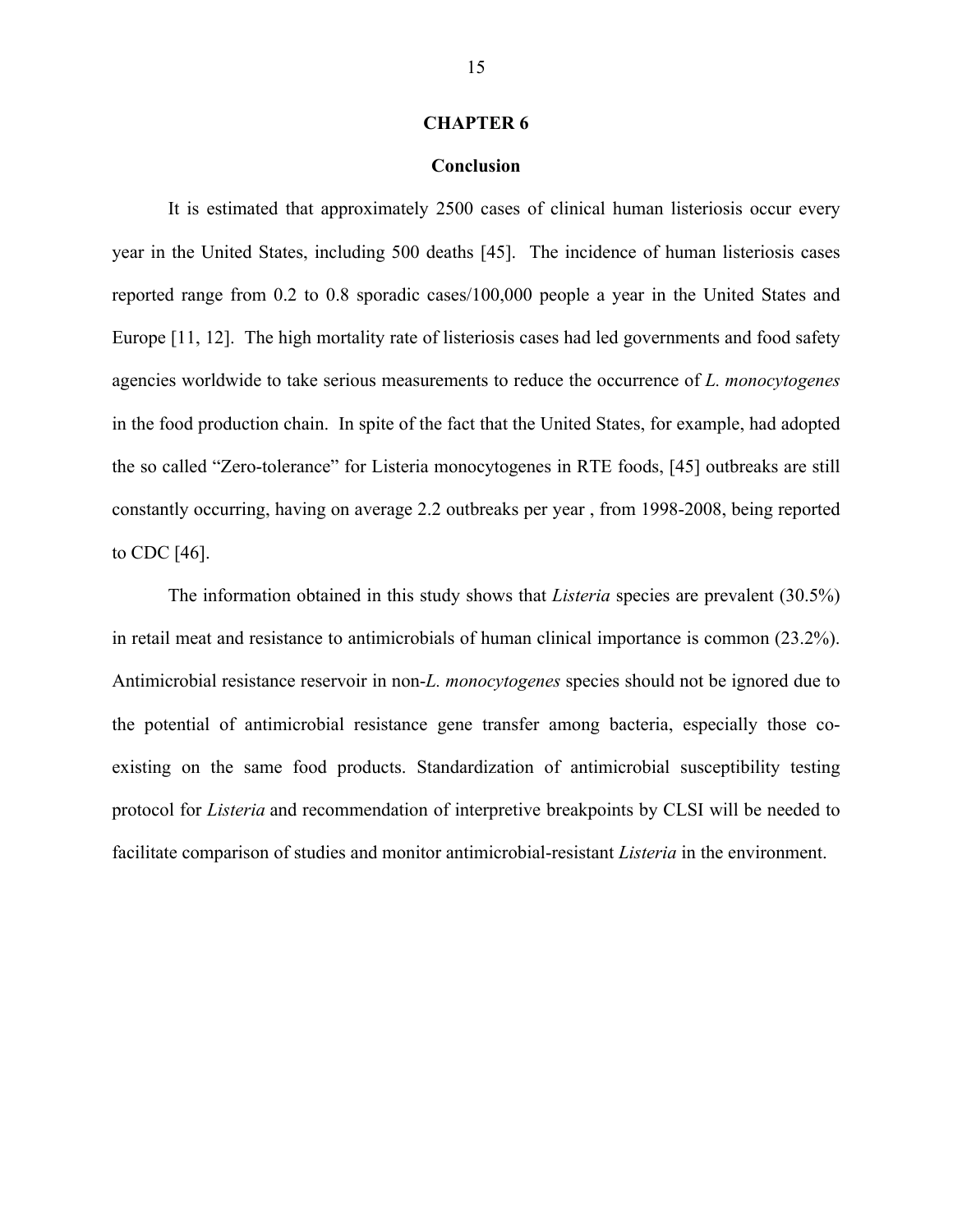# CHAPTER 6

## Conclusion

It is estimated that approximately 2500 cases of clinical human listeriosis occur every year in the United States, including 500 deaths [45]. The incidence of human listeriosis cases reported range from 0.2 to 0.8 sporadic cases/100,000 people a year in the United States and Europe [11, 12]. The high mortality rate of listeriosis cases had led governments and food safety agencies worldwide to take serious measurements to reduce the occurrence of *L. monocytogenes* in the food production chain. In spite of the fact that the United States, for example, had adopted the so called "Zero-tolerance" for Listeria monocytogenes in RTE foods, [45] outbreaks are still constantly occurring, having on average 2.2 outbreaks per year , from 1998-2008, being reported to CDC [46].

The information obtained in this study shows that *Listeria* species are prevalent (30.5%) in retail meat and resistance to antimicrobials of human clinical importance is common (23.2%). Antimicrobial resistance reservoir in non-*L. monocytogenes* species should not be ignored due to the potential of antimicrobial resistance gene transfer among bacteria, especially those co-existing on the same food products. Standardization of antimicrobial susceptibility testing protocol for *Listeria* and recommendation of interpretive breakpoints by CLSI will be needed to facilitate comparison of studies and monitor antimicrobial-resistant *Listeria* in the environment.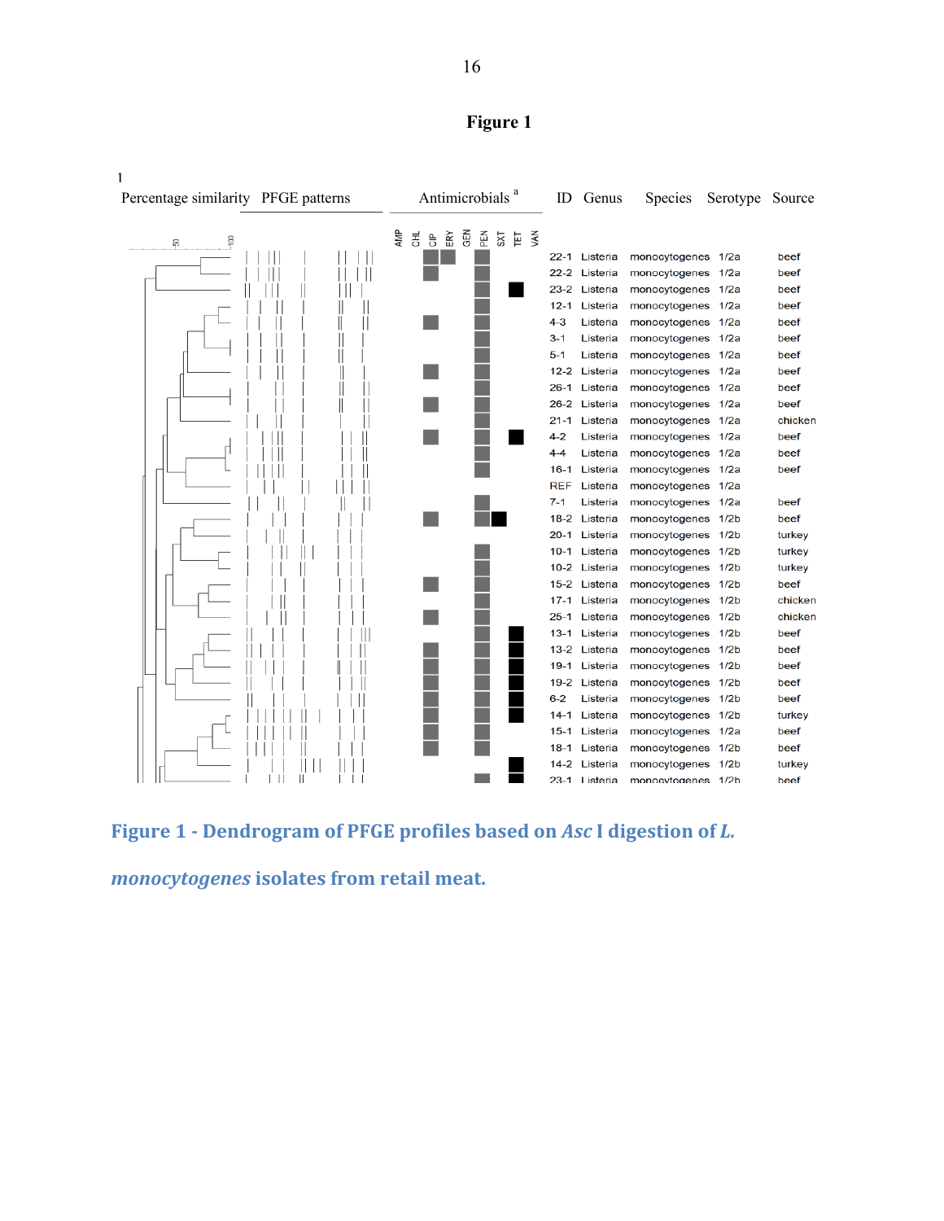# Figure 1

1

| Percentage similarity | PFGE patterns | AMP | CHL | CIP | ERY | GEN | PEN | SXT | TET | VAN | ID | Genus | Species | Serotype | Source |
|---|---|---|---|---|---|---|---|---|---|---|---|---|---|---|---|
| | | | | ■ | ■ | | ■ | | | | 22-1 | Listeria | monocytogenes | 1/2a | beef |
| | | | | ■ | | | ■ | | | | 22-2 | Listeria | monocytogenes | 1/2a | beef |
| | | | | | | | ■ | | ■ | | 23-2 | Listeria | monocytogenes | 1/2a | beef |
| | | | | | | | ■ | | | | 12-1 | Listeria | monocytogenes | 1/2a | beef |
| | | | | ■ | | | ■ | | | | 4-3 | Listeria | monocytogenes | 1/2a | beef |
| | | | | | | | ■ | | | | 3-1 | Listeria | monocytogenes | 1/2a | beef |
| | | | | | | | ■ | | | | 5-1 | Listeria | monocytogenes | 1/2a | beef |
| | | | | ■ | | | ■ | | | | 12-2 | Listeria | monocytogenes | 1/2a | beef |
| | | | | | | | ■ | | | | 26-1 | Listeria | monocytogenes | 1/2a | beef |
| | | | | ■ | | | ■ | | | | 26-2 | Listeria | monocytogenes | 1/2a | beef |
| | | | | | | | ■ | | | | 21-1 | Listeria | monocytogenes | 1/2a | chicken |
| | | | | ■ | | | ■ | | ■ | | 4-2 | Listeria | monocytogenes | 1/2a | beef |
| | | | | | | | ■ | | | | 4-4 | Listeria | monocytogenes | 1/2a | beef |
| | | | | | | | ■ | | | | 16-1 | Listeria | monocytogenes | 1/2a | beef |
| | | | | | | | | | | | REF | Listeria | monocytogenes | 1/2a | |
| | | | | | | | ■ | | | | 7-1 | Listeria | monocytogenes | 1/2a | beef |
| | | | | ■ | | | ■ | ■ | | | 18-2 | Listeria | monocytogenes | 1/2b | beef |
| | | | | | | | | | | | 20-1 | Listeria | monocytogenes | 1/2b | turkey |
| | | | | | | | ■ | | | | 10-1 | Listeria | monocytogenes | 1/2b | turkey |
| | | | | | | | ■ | | | | 10-2 | Listeria | monocytogenes | 1/2b | turkey |
| | | | | ■ | | | ■ | | | | 15-2 | Listeria | monocytogenes | 1/2b | beef |
| | | | | | | | ■ | | | | 17-1 | Listeria | monocytogenes | 1/2b | chicken |
| | | | | ■ | | | ■ | | | | 25-1 | Listeria | monocytogenes | 1/2b | chicken |
| | | | | | | | ■ | | ■ | | 13-1 | Listeria | monocytogenes | 1/2b | beef |
| | | | | ■ | | | ■ | | ■ | | 13-2 | Listeria | monocytogenes | 1/2b | beef |
| | | | | ■ | | | ■ | | ■ | | 19-1 | Listeria | monocytogenes | 1/2b | beef |
| | | | | ■ | | | ■ | | ■ | | 19-2 | Listeria | monocytogenes | 1/2b | beef |
| | | | | ■ | | | ■ | | ■ | | 6-2 | Listeria | monocytogenes | 1/2b | beef |
| | | | | ■ | | | ■ | | ■ | | 14-1 | Listeria | monocytogenes | 1/2b | turkey |
| | | | | ■ | | | ■ | | | | 15-1 | Listeria | monocytogenes | 1/2a | beef |
| | | | | ■ | | | ■ | | | | 18-1 | Listeria | monocytogenes | 1/2b | beef |
| | | | | | | | | | ■ | | 14-2 | Listeria | monocytogenes | 1/2b | turkey |
| | | | | | | | ■ | | ■ | | 23-1 | Listeria | monocytogenes | 1/2b | beef |

Antimicrobials [a]

**Figure 1 - Dendrogram of PFGE profiles based on *Asc* I digestion of *L. monocytogenes* isolates from retail meat.**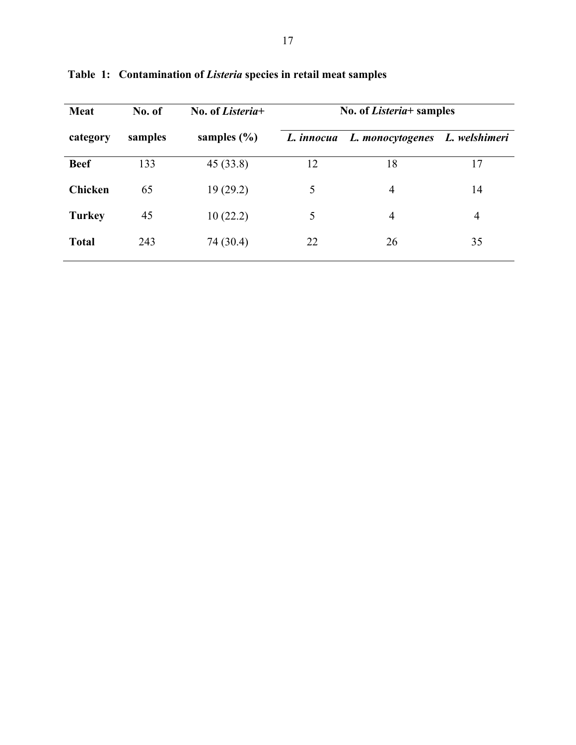**Table 1: Contamination of *Listeria* species in retail meat samples**

| Meat category | No. of samples | No. of *Listeria*+ samples (%) | No. of *Listeria*+ samples | | |
|---|---|---|---|---|---|
| | | | *L. innocua* | *L. monocytogenes* | *L. welshimeri* |
| **Beef** | 133 | 45 (33.8) | 12 | 18 | 17 |
| **Chicken** | 65 | 19 (29.2) | 5 | 4 | 14 |
| **Turkey** | 45 | 10 (22.2) | 5 | 4 | 4 |
| **Total** | 243 | 74 (30.4) | 22 | 26 | 35 |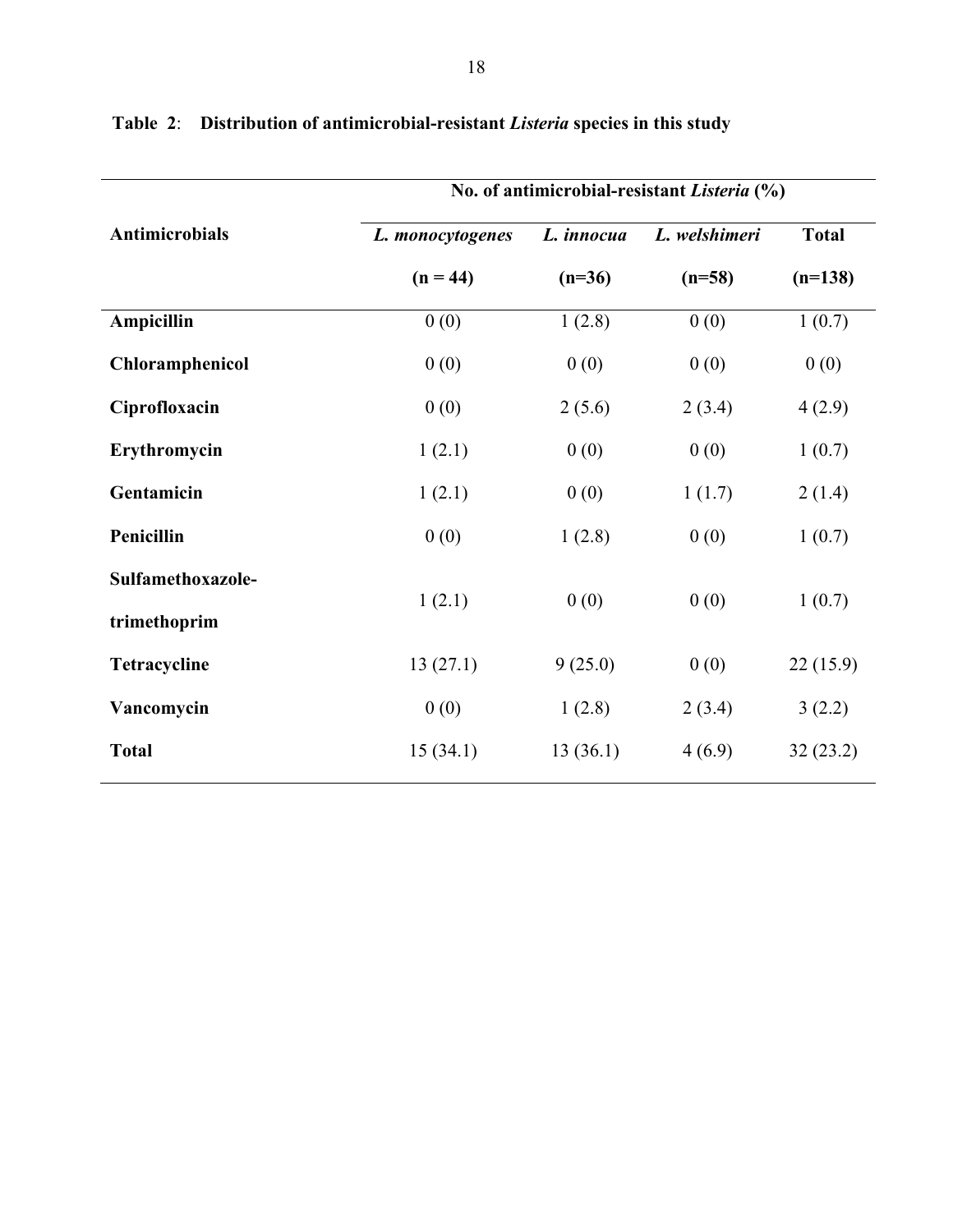**Table 2**: **Distribution of antimicrobial-resistant *Listeria* species in this study**

| Antimicrobials | No. of antimicrobial-resistant *Listeria* (%) | | | |
|---|---|---|---|---|
| | ***L. monocytogenes*** **(n = 44)** | ***L. innocua*** **(n=36)** | ***L. welshimeri*** **(n=58)** | **Total (n=138)** |
| **Ampicillin** | 0 (0) | 1 (2.8) | 0 (0) | 1 (0.7) |
| **Chloramphenicol** | 0 (0) | 0 (0) | 0 (0) | 0 (0) |
| **Ciprofloxacin** | 0 (0) | 2 (5.6) | 2 (3.4) | 4 (2.9) |
| **Erythromycin** | 1 (2.1) | 0 (0) | 0 (0) | 1 (0.7) |
| **Gentamicin** | 1 (2.1) | 0 (0) | 1 (1.7) | 2 (1.4) |
| **Penicillin** | 0 (0) | 1 (2.8) | 0 (0) | 1 (0.7) |
| **Sulfamethoxazole-trimethoprim** | 1 (2.1) | 0 (0) | 0 (0) | 1 (0.7) |
| **Tetracycline** | 13 (27.1) | 9 (25.0) | 0 (0) | 22 (15.9) |
| **Vancomycin** | 0 (0) | 1 (2.8) | 2 (3.4) | 3 (2.2) |
| **Total** | 15 (34.1) | 13 (36.1) | 4 (6.9) | 32 (23.2) |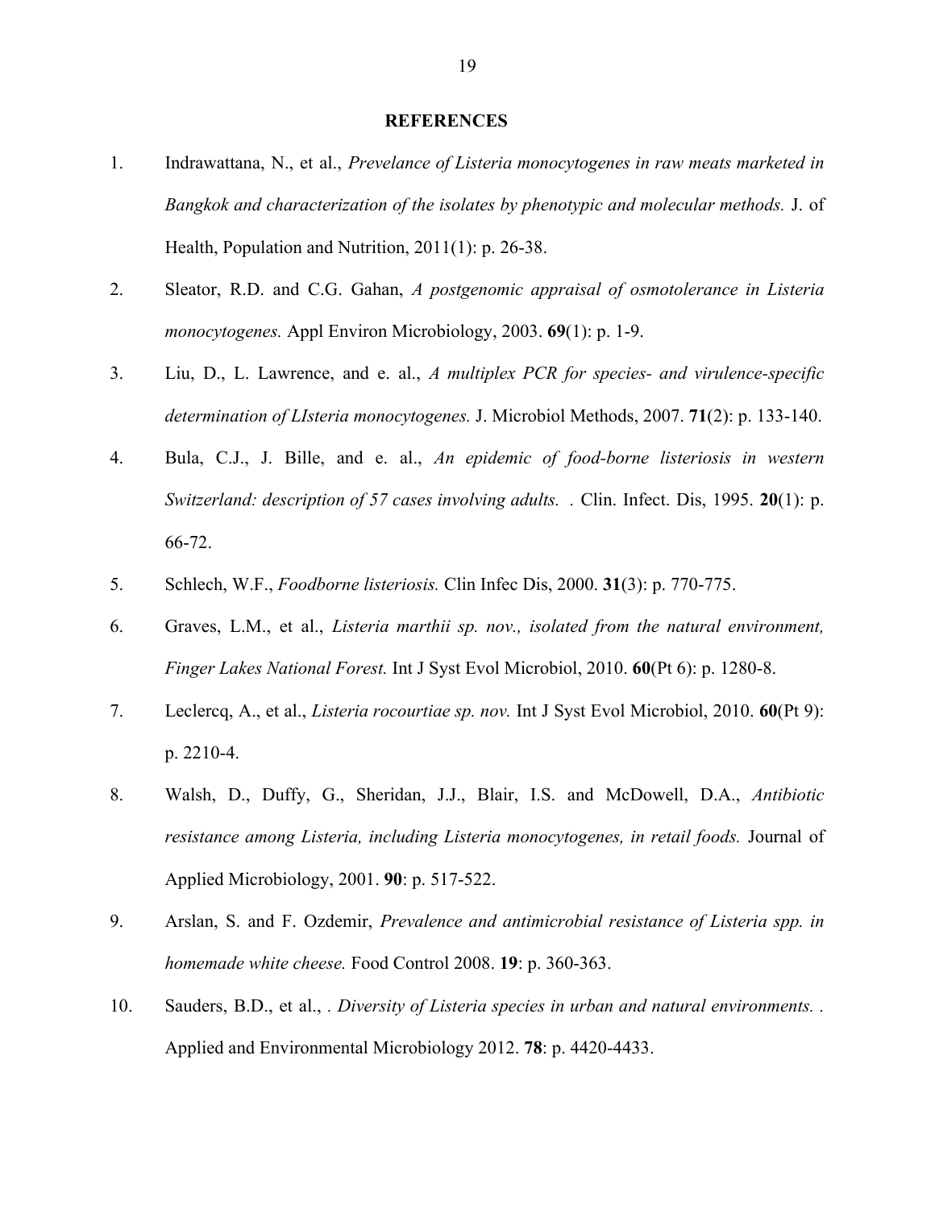## REFERENCES

1. Indrawattana, N., et al., *Prevelance of Listeria monocytogenes in raw meats marketed in Bangkok and characterization of the isolates by phenotypic and molecular methods.* J. of Health, Population and Nutrition, 2011(1): p. 26-38.

2. Sleator, R.D. and C.G. Gahan, *A postgenomic appraisal of osmotolerance in Listeria monocytogenes.* Appl Environ Microbiology, 2003. **69**(1): p. 1-9.

3. Liu, D., L. Lawrence, and e. al., *A multiplex PCR for species- and virulence-specific determination of LIsteria monocytogenes.* J. Microbiol Methods, 2007. **71**(2): p. 133-140.

4. Bula, C.J., J. Bille, and e. al., *An epidemic of food-borne listeriosis in western Switzerland: description of 57 cases involving adults. .* Clin. Infect. Dis, 1995. **20**(1): p. 66-72.

5. Schlech, W.F., *Foodborne listeriosis.* Clin Infec Dis, 2000. **31**(3): p. 770-775.

6. Graves, L.M., et al., *Listeria marthii sp. nov., isolated from the natural environment, Finger Lakes National Forest.* Int J Syst Evol Microbiol, 2010. **60**(Pt 6): p. 1280-8.

7. Leclercq, A., et al., *Listeria rocourtiae sp. nov.* Int J Syst Evol Microbiol, 2010. **60**(Pt 9): p. 2210-4.

8. Walsh, D., Duffy, G., Sheridan, J.J., Blair, I.S. and McDowell, D.A., *Antibiotic resistance among Listeria, including Listeria monocytogenes, in retail foods.* Journal of Applied Microbiology, 2001. **90**: p. 517-522.

9. Arslan, S. and F. Ozdemir, *Prevalence and antimicrobial resistance of Listeria spp. in homemade white cheese.* Food Control 2008. **19**: p. 360-363.

10. Sauders, B.D., et al., . *Diversity of Listeria species in urban and natural environments. .* Applied and Environmental Microbiology 2012. **78**: p. 4420-4433.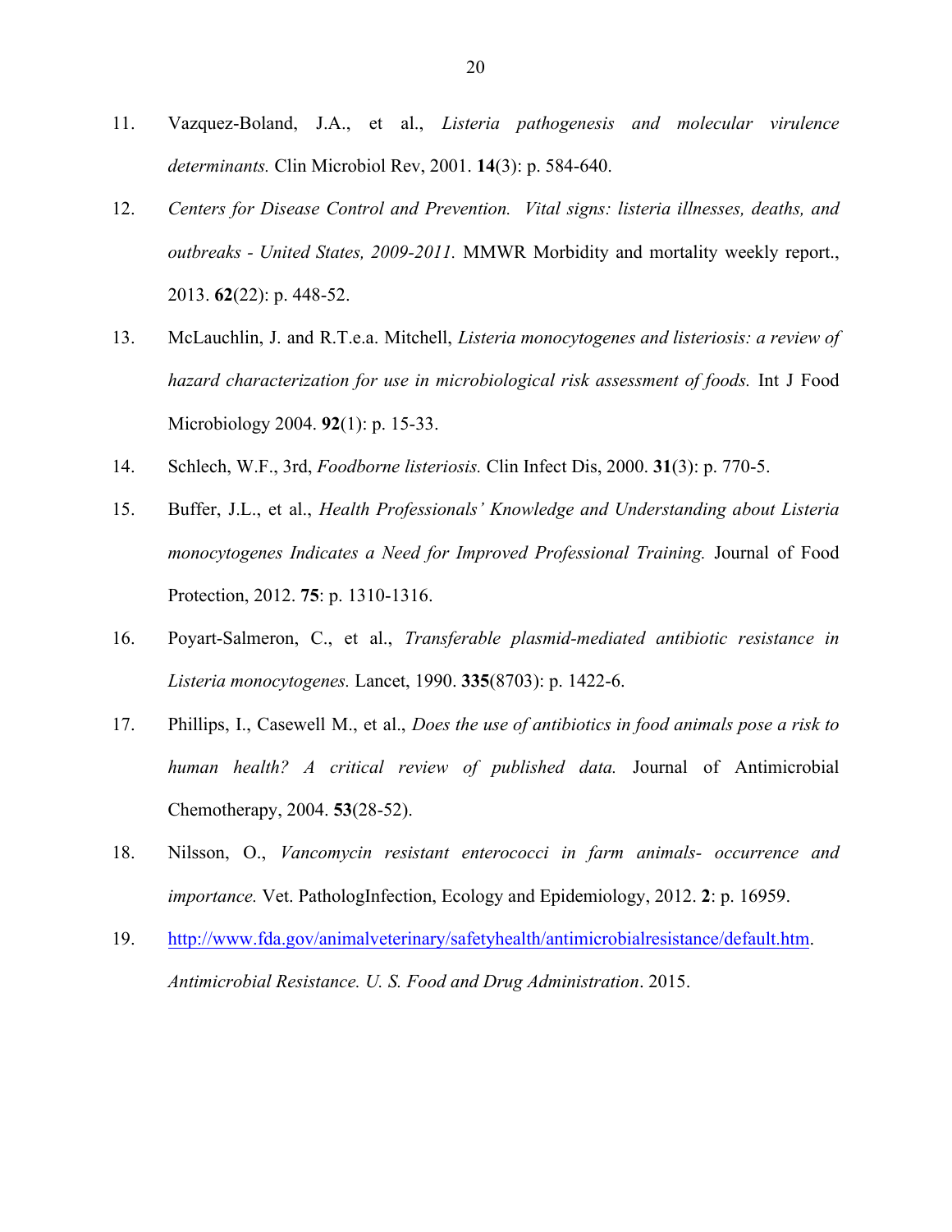11. Vazquez-Boland, J.A., et al., *Listeria pathogenesis and molecular virulence determinants.* Clin Microbiol Rev, 2001. **14**(3): p. 584-640.

12. *Centers for Disease Control and Prevention. Vital signs: listeria illnesses, deaths, and outbreaks - United States, 2009-2011.* MMWR Morbidity and mortality weekly report., 2013. **62**(22): p. 448-52.

13. McLauchlin, J. and R.T.e.a. Mitchell, *Listeria monocytogenes and listeriosis: a review of hazard characterization for use in microbiological risk assessment of foods.* Int J Food Microbiology 2004. **92**(1): p. 15-33.

14. Schlech, W.F., 3rd, *Foodborne listeriosis.* Clin Infect Dis, 2000. **31**(3): p. 770-5.

15. Buffer, J.L., et al., *Health Professionals' Knowledge and Understanding about Listeria monocytogenes Indicates a Need for Improved Professional Training.* Journal of Food Protection, 2012. **75**: p. 1310-1316.

16. Poyart-Salmeron, C., et al., *Transferable plasmid-mediated antibiotic resistance in Listeria monocytogenes.* Lancet, 1990. **335**(8703): p. 1422-6.

17. Phillips, I., Casewell M., et al., *Does the use of antibiotics in food animals pose a risk to human health? A critical review of published data.* Journal of Antimicrobial Chemotherapy, 2004. **53**(28-52).

18. Nilsson, O., *Vancomycin resistant enterococci in farm animals- occurrence and importance.* Vet. PathologInfection, Ecology and Epidemiology, 2012. **2**: p. 16959.

19. http://www.fda.gov/animalveterinary/safetyhealth/antimicrobialresistance/default.htm. *Antimicrobial Resistance. U. S. Food and Drug Administration*. 2015.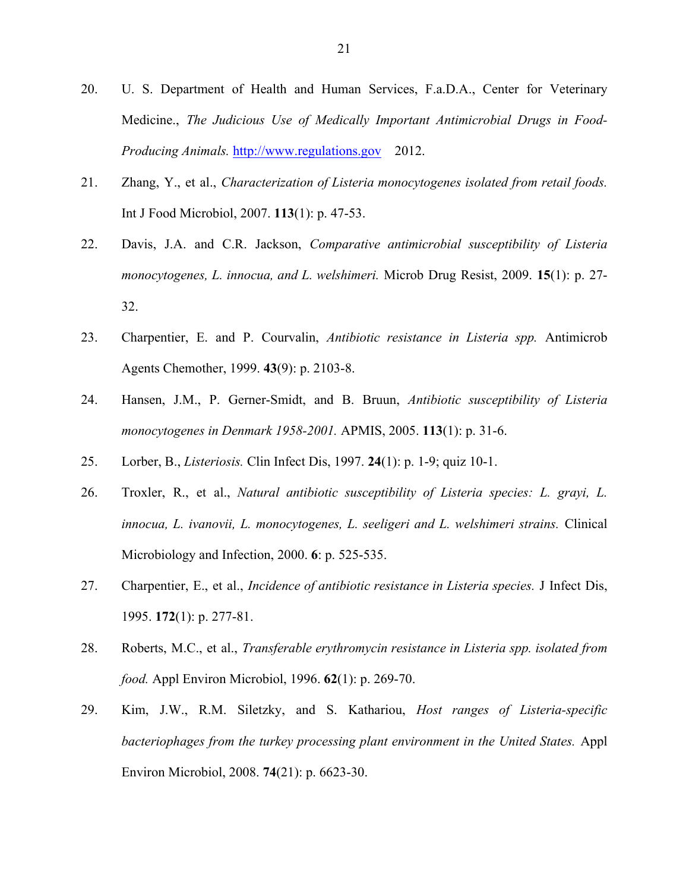20. U. S. Department of Health and Human Services, F.a.D.A., Center for Veterinary Medicine., *The Judicious Use of Medically Important Antimicrobial Drugs in Food-Producing Animals.* http://www.regulations.gov 2012.

21. Zhang, Y., et al., *Characterization of Listeria monocytogenes isolated from retail foods.* Int J Food Microbiol, 2007. **113**(1): p. 47-53.

22. Davis, J.A. and C.R. Jackson, *Comparative antimicrobial susceptibility of Listeria monocytogenes, L. innocua, and L. welshimeri.* Microb Drug Resist, 2009. **15**(1): p. 27-32.

23. Charpentier, E. and P. Courvalin, *Antibiotic resistance in Listeria spp.* Antimicrob Agents Chemother, 1999. **43**(9): p. 2103-8.

24. Hansen, J.M., P. Gerner-Smidt, and B. Bruun, *Antibiotic susceptibility of Listeria monocytogenes in Denmark 1958-2001.* APMIS, 2005. **113**(1): p. 31-6.

25. Lorber, B., *Listeriosis.* Clin Infect Dis, 1997. **24**(1): p. 1-9; quiz 10-1.

26. Troxler, R., et al., *Natural antibiotic susceptibility of Listeria species: L. grayi, L. innocua, L. ivanovii, L. monocytogenes, L. seeligeri and L. welshimeri strains.* Clinical Microbiology and Infection, 2000. **6**: p. 525-535.

27. Charpentier, E., et al., *Incidence of antibiotic resistance in Listeria species.* J Infect Dis, 1995. **172**(1): p. 277-81.

28. Roberts, M.C., et al., *Transferable erythromycin resistance in Listeria spp. isolated from food.* Appl Environ Microbiol, 1996. **62**(1): p. 269-70.

29. Kim, J.W., R.M. Siletzky, and S. Kathariou, *Host ranges of Listeria-specific bacteriophages from the turkey processing plant environment in the United States.* Appl Environ Microbiol, 2008. **74**(21): p. 6623-30.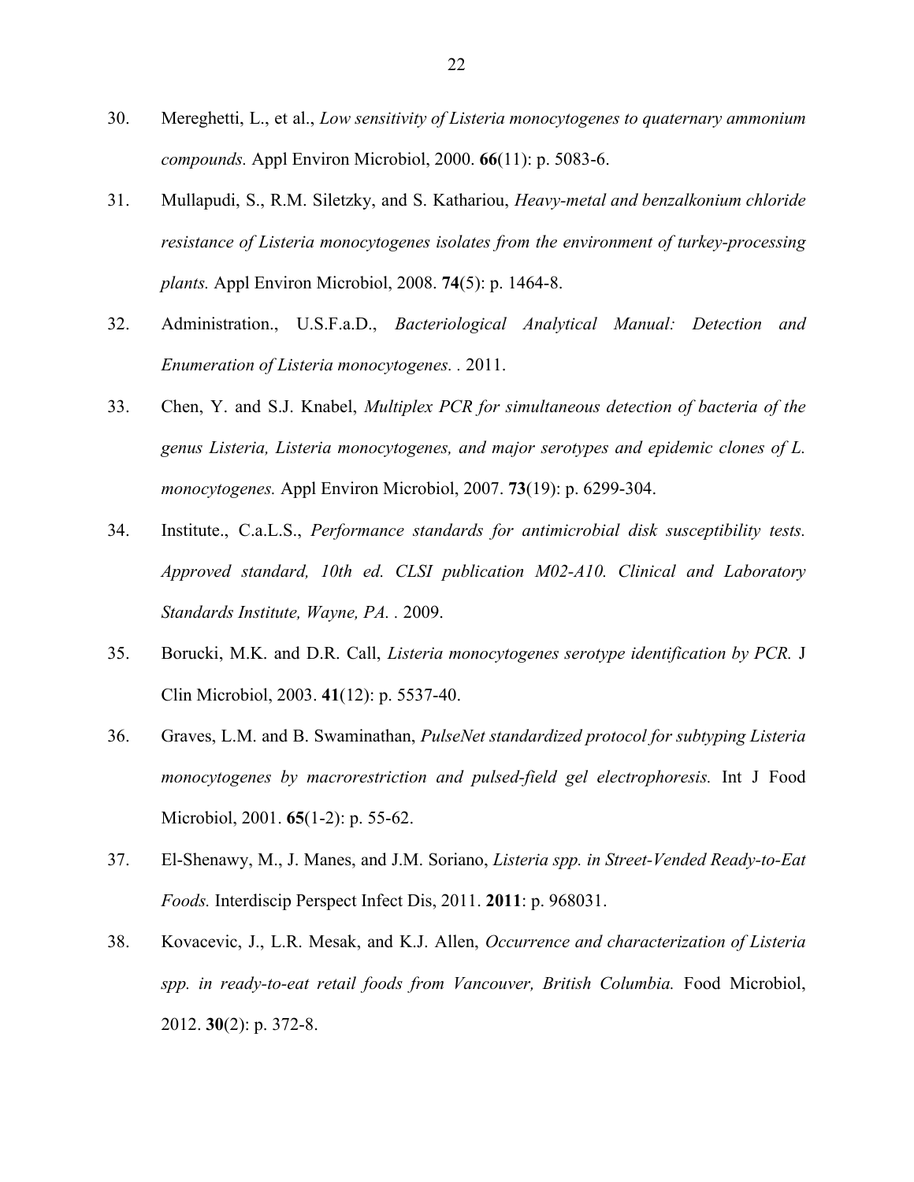30. Mereghetti, L., et al., *Low sensitivity of Listeria monocytogenes to quaternary ammonium compounds.* Appl Environ Microbiol, 2000. **66**(11): p. 5083-6.

31. Mullapudi, S., R.M. Siletzky, and S. Kathariou, *Heavy-metal and benzalkonium chloride resistance of Listeria monocytogenes isolates from the environment of turkey-processing plants.* Appl Environ Microbiol, 2008. **74**(5): p. 1464-8.

32. Administration., U.S.F.a.D., *Bacteriological Analytical Manual: Detection and Enumeration of Listeria monocytogenes. .* 2011.

33. Chen, Y. and S.J. Knabel, *Multiplex PCR for simultaneous detection of bacteria of the genus Listeria, Listeria monocytogenes, and major serotypes and epidemic clones of L. monocytogenes.* Appl Environ Microbiol, 2007. **73**(19): p. 6299-304.

34. Institute., C.a.L.S., *Performance standards for antimicrobial disk susceptibility tests. Approved standard, 10th ed. CLSI publication M02-A10. Clinical and Laboratory Standards Institute, Wayne, PA. .* 2009.

35. Borucki, M.K. and D.R. Call, *Listeria monocytogenes serotype identification by PCR.* J Clin Microbiol, 2003. **41**(12): p. 5537-40.

36. Graves, L.M. and B. Swaminathan, *PulseNet standardized protocol for subtyping Listeria monocytogenes by macrorestriction and pulsed-field gel electrophoresis.* Int J Food Microbiol, 2001. **65**(1-2): p. 55-62.

37. El-Shenawy, M., J. Manes, and J.M. Soriano, *Listeria spp. in Street-Vended Ready-to-Eat Foods.* Interdiscip Perspect Infect Dis, 2011. **2011**: p. 968031.

38. Kovacevic, J., L.R. Mesak, and K.J. Allen, *Occurrence and characterization of Listeria spp. in ready-to-eat retail foods from Vancouver, British Columbia.* Food Microbiol, 2012. **30**(2): p. 372-8.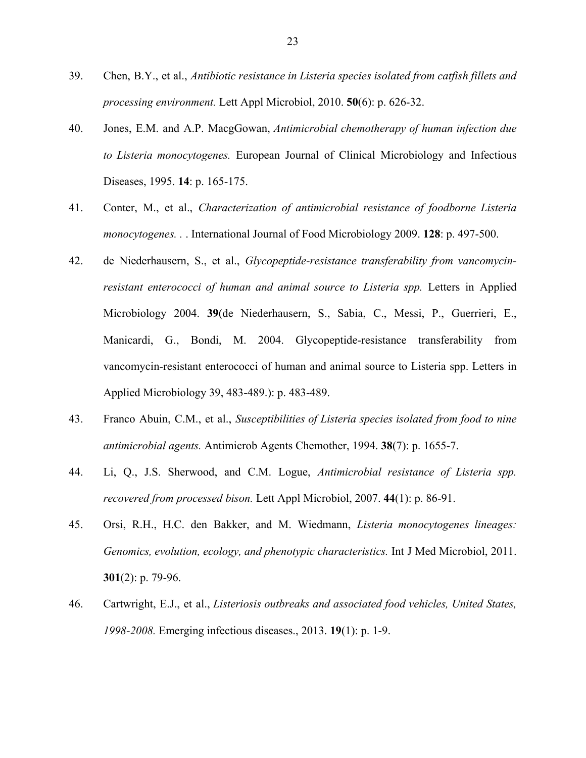39. Chen, B.Y., et al., *Antibiotic resistance in Listeria species isolated from catfish fillets and processing environment.* Lett Appl Microbiol, 2010. **50**(6): p. 626-32.

40. Jones, E.M. and A.P. MacgGowan, *Antimicrobial chemotherapy of human infection due to Listeria monocytogenes.* European Journal of Clinical Microbiology and Infectious Diseases, 1995. **14**: p. 165-175.

41. Conter, M., et al., *Characterization of antimicrobial resistance of foodborne Listeria monocytogenes. .* . International Journal of Food Microbiology 2009. **128**: p. 497-500.

42. de Niederhausern, S., et al., *Glycopeptide-resistance transferability from vancomycin-resistant enterococci of human and animal source to Listeria spp.* Letters in Applied Microbiology 2004. **39**(de Niederhausern, S., Sabia, C., Messi, P., Guerrieri, E., Manicardi, G., Bondi, M. 2004. Glycopeptide-resistance transferability from vancomycin-resistant enterococci of human and animal source to Listeria spp. Letters in Applied Microbiology 39, 483-489.): p. 483-489.

43. Franco Abuin, C.M., et al., *Susceptibilities of Listeria species isolated from food to nine antimicrobial agents.* Antimicrob Agents Chemother, 1994. **38**(7): p. 1655-7.

44. Li, Q., J.S. Sherwood, and C.M. Logue, *Antimicrobial resistance of Listeria spp. recovered from processed bison.* Lett Appl Microbiol, 2007. **44**(1): p. 86-91.

45. Orsi, R.H., H.C. den Bakker, and M. Wiedmann, *Listeria monocytogenes lineages: Genomics, evolution, ecology, and phenotypic characteristics.* Int J Med Microbiol, 2011. **301**(2): p. 79-96.

46. Cartwright, E.J., et al., *Listeriosis outbreaks and associated food vehicles, United States, 1998-2008.* Emerging infectious diseases., 2013. **19**(1): p. 1-9.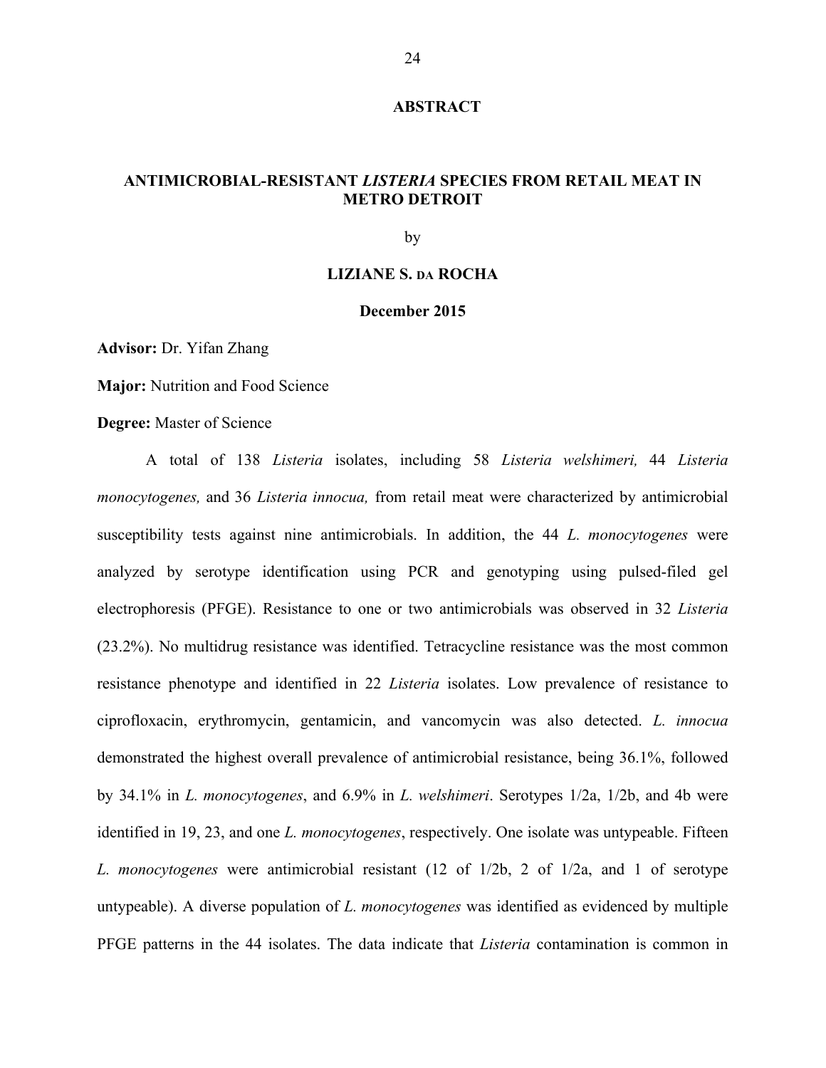# ABSTRACT

## ANTIMICROBIAL-RESISTANT *LISTERIA* SPECIES FROM RETAIL MEAT IN METRO DETROIT

by

**LIZIANE S. DA ROCHA**

**December 2015**

**Advisor:** Dr. Yifan Zhang

**Major:** Nutrition and Food Science

**Degree:** Master of Science

A total of 138 *Listeria* isolates, including 58 *Listeria welshimeri,* 44 *Listeria monocytogenes,* and 36 *Listeria innocua,* from retail meat were characterized by antimicrobial susceptibility tests against nine antimicrobials. In addition, the 44 *L. monocytogenes* were analyzed by serotype identification using PCR and genotyping using pulsed-filed gel electrophoresis (PFGE). Resistance to one or two antimicrobials was observed in 32 *Listeria* (23.2%). No multidrug resistance was identified. Tetracycline resistance was the most common resistance phenotype and identified in 22 *Listeria* isolates. Low prevalence of resistance to ciprofloxacin, erythromycin, gentamicin, and vancomycin was also detected. *L. innocua* demonstrated the highest overall prevalence of antimicrobial resistance, being 36.1%, followed by 34.1% in *L. monocytogenes*, and 6.9% in *L. welshimeri*. Serotypes 1/2a, 1/2b, and 4b were identified in 19, 23, and one *L. monocytogenes*, respectively. One isolate was untypeable. Fifteen *L. monocytogenes* were antimicrobial resistant (12 of 1/2b, 2 of 1/2a, and 1 of serotype untypeable). A diverse population of *L. monocytogenes* was identified as evidenced by multiple PFGE patterns in the 44 isolates. The data indicate that *Listeria* contamination is common in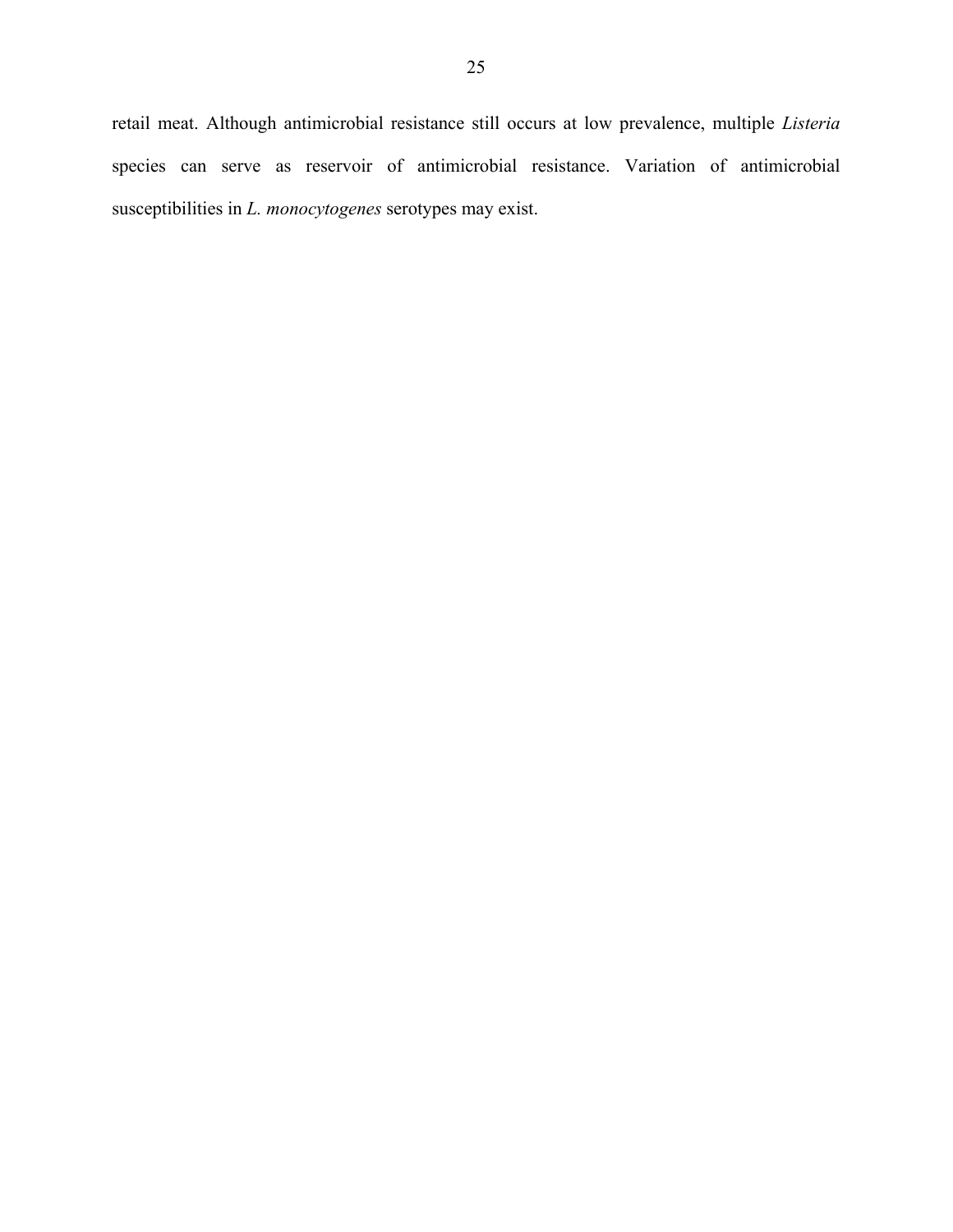retail meat. Although antimicrobial resistance still occurs at low prevalence, multiple *Listeria* species can serve as reservoir of antimicrobial resistance. Variation of antimicrobial susceptibilities in *L. monocytogenes* serotypes may exist.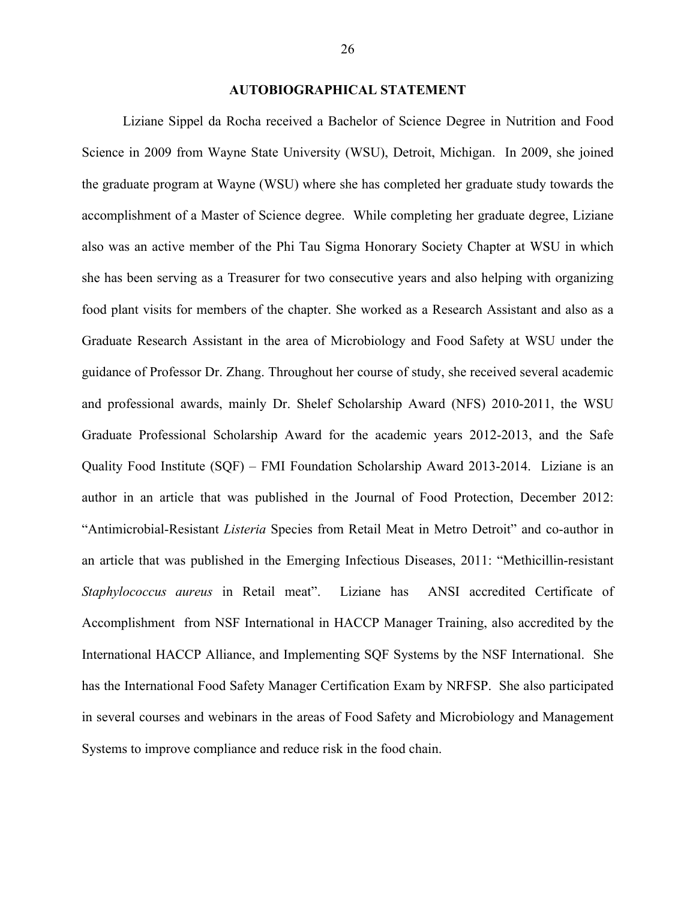## AUTOBIOGRAPHICAL STATEMENT

Liziane Sippel da Rocha received a Bachelor of Science Degree in Nutrition and Food Science in 2009 from Wayne State University (WSU), Detroit, Michigan. In 2009, she joined the graduate program at Wayne (WSU) where she has completed her graduate study towards the accomplishment of a Master of Science degree. While completing her graduate degree, Liziane also was an active member of the Phi Tau Sigma Honorary Society Chapter at WSU in which she has been serving as a Treasurer for two consecutive years and also helping with organizing food plant visits for members of the chapter. She worked as a Research Assistant and also as a Graduate Research Assistant in the area of Microbiology and Food Safety at WSU under the guidance of Professor Dr. Zhang. Throughout her course of study, she received several academic and professional awards, mainly Dr. Shelef Scholarship Award (NFS) 2010-2011, the WSU Graduate Professional Scholarship Award for the academic years 2012-2013, and the Safe Quality Food Institute (SQF) – FMI Foundation Scholarship Award 2013-2014. Liziane is an author in an article that was published in the Journal of Food Protection, December 2012: "Antimicrobial-Resistant *Listeria* Species from Retail Meat in Metro Detroit" and co-author in an article that was published in the Emerging Infectious Diseases, 2011: "Methicillin-resistant *Staphylococcus aureus* in Retail meat". Liziane has ANSI accredited Certificate of Accomplishment from NSF International in HACCP Manager Training, also accredited by the International HACCP Alliance, and Implementing SQF Systems by the NSF International. She has the International Food Safety Manager Certification Exam by NRFSP. She also participated in several courses and webinars in the areas of Food Safety and Microbiology and Management Systems to improve compliance and reduce risk in the food chain.